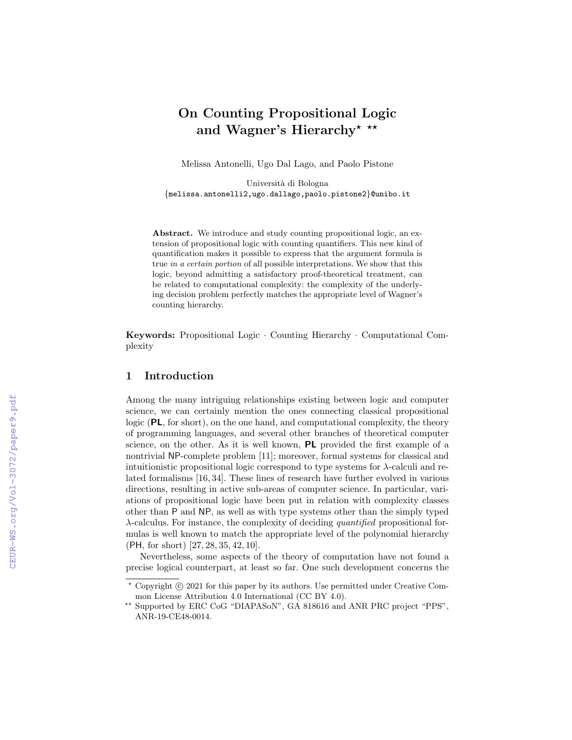# On Counting Propositional Logic and Wagner's Hierarchy* **

Melissa Antonelli, Ugo Dal Lago, and Paolo Pistone

Università di Bologna
{melissa.antonelli2,ugo.dallago,paolo.pistone2}@unibo.it

**Abstract.** We introduce and study counting propositional logic, an extension of propositional logic with counting quantifiers. This new kind of quantification makes it possible to express that the argument formula is true *in a certain portion* of all possible interpretations. We show that this logic, beyond admitting a satisfactory proof-theoretical treatment, can be related to computational complexity: the complexity of the underlying decision problem perfectly matches the appropriate level of Wagner's counting hierarchy.

**Keywords:** Propositional Logic · Counting Hierarchy · Computational Complexity

## 1 Introduction

Among the many intriguing relationships existing between logic and computer science, we can certainly mention the ones connecting classical propositional logic (**PL**, for short), on the one hand, and computational complexity, the theory of programming languages, and several other branches of theoretical computer science, on the other. As it is well known, **PL** provided the first example of a nontrivial NP-complete problem [11]; moreover, formal systems for classical and intuitionistic propositional logic correspond to type systems for $\lambda$-calculi and related formalisms [16, 34]. These lines of research have further evolved in various directions, resulting in active sub-areas of computer science. In particular, variations of propositional logic have been put in relation with complexity classes other than P and NP, as well as with type systems other than the simply typed $\lambda$-calculus. For instance, the complexity of deciding *quantified* propositional formulas is well known to match the appropriate level of the polynomial hierarchy (PH, for short) [27, 28, 35, 42, 10].

Nevertheless, some aspects of the theory of computation have not found a precise logical counterpart, at least so far. One such development concerns the

---

* Copyright © 2021 for this paper by its authors. Use permitted under Creative Common License Attribution 4.0 International (CC BY 4.0).

** Supported by ERC CoG "DIAPASoN", GA 818616 and ANR PRC project "PPS", ANR-19-CE48-0014.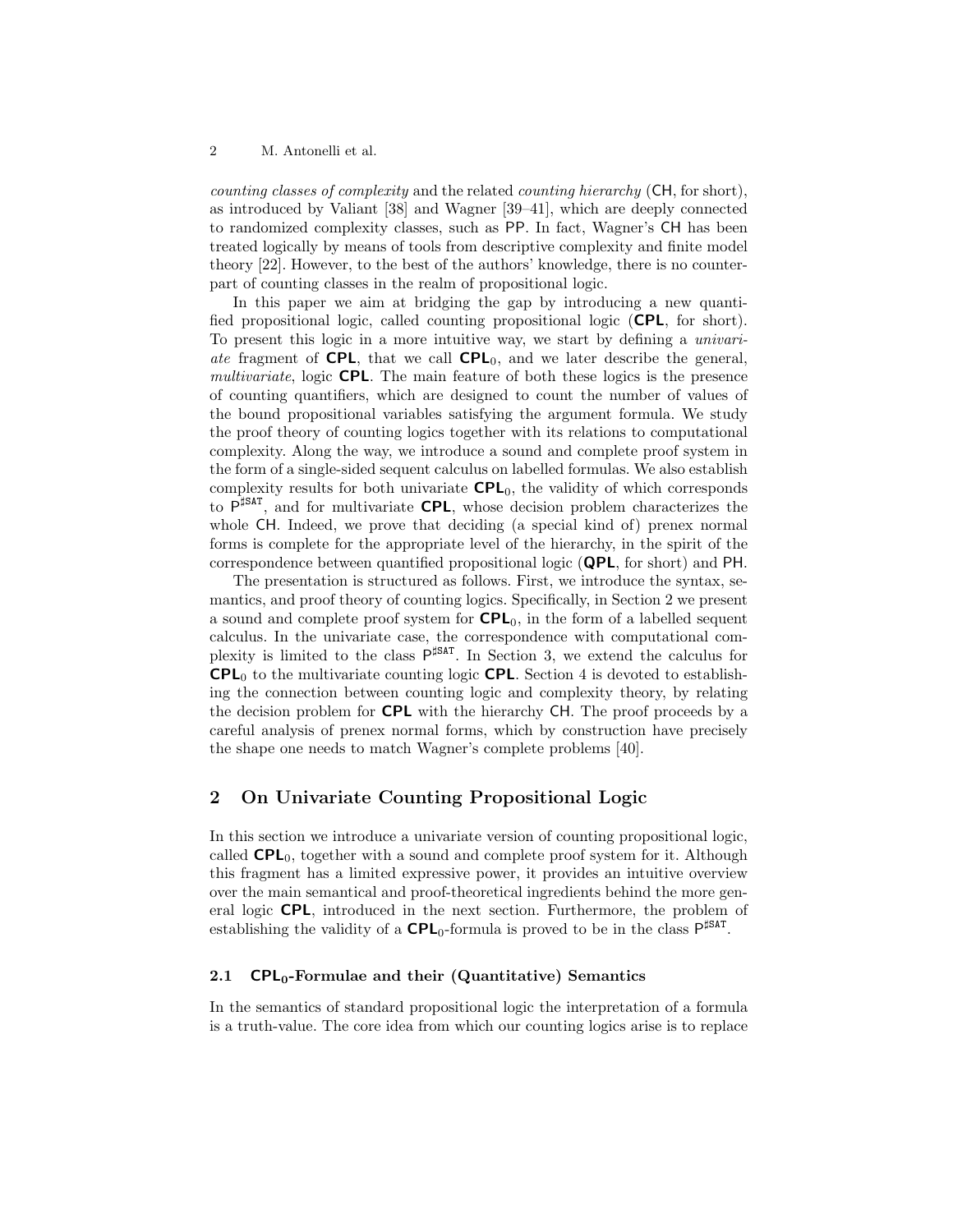*counting classes of complexity* and the related *counting hierarchy* (CH, for short), as introduced by Valiant [38] and Wagner [39–41], which are deeply connected to randomized complexity classes, such as PP. In fact, Wagner's CH has been treated logically by means of tools from descriptive complexity and finite model theory [22]. However, to the best of the authors' knowledge, there is no counterpart of counting classes in the realm of propositional logic.

In this paper we aim at bridging the gap by introducing a new quantified propositional logic, called counting propositional logic (**CPL**, for short). To present this logic in a more intuitive way, we start by defining a *univariate* fragment of **CPL**, that we call $\mathbf{CPL}_0$, and we later describe the general, *multivariate*, logic **CPL**. The main feature of both these logics is the presence of counting quantifiers, which are designed to count the number of values of the bound propositional variables satisfying the argument formula. We study the proof theory of counting logics together with its relations to computational complexity. Along the way, we introduce a sound and complete proof system in the form of a single-sided sequent calculus on labelled formulas. We also establish complexity results for both univariate $\mathbf{CPL}_0$, the validity of which corresponds to $\mathsf{P}^{\sharp\mathsf{SAT}}$, and for multivariate **CPL**, whose decision problem characterizes the whole CH. Indeed, we prove that deciding (a special kind of) prenex normal forms is complete for the appropriate level of the hierarchy, in the spirit of the correspondence between quantified propositional logic (**QPL**, for short) and PH.

The presentation is structured as follows. First, we introduce the syntax, semantics, and proof theory of counting logics. Specifically, in Section 2 we present a sound and complete proof system for $\mathbf{CPL}_0$, in the form of a labelled sequent calculus. In the univariate case, the correspondence with computational complexity is limited to the class $\mathsf{P}^{\sharp\mathsf{SAT}}$. In Section 3, we extend the calculus for $\mathbf{CPL}_0$ to the multivariate counting logic **CPL**. Section 4 is devoted to establishing the connection between counting logic and complexity theory, by relating the decision problem for **CPL** with the hierarchy CH. The proof proceeds by a careful analysis of prenex normal forms, which by construction have precisely the shape one needs to match Wagner's complete problems [40].

## 2 On Univariate Counting Propositional Logic

In this section we introduce a univariate version of counting propositional logic, called $\mathbf{CPL}_0$, together with a sound and complete proof system for it. Although this fragment has a limited expressive power, it provides an intuitive overview over the main semantical and proof-theoretical ingredients behind the more general logic **CPL**, introduced in the next section. Furthermore, the problem of establishing the validity of a $\mathbf{CPL}_0$-formula is proved to be in the class $\mathsf{P}^{\sharp\mathsf{SAT}}$.

### 2.1 $\mathbf{CPL}_0$-Formulae and their (Quantitative) Semantics

In the semantics of standard propositional logic the interpretation of a formula is a truth-value. The core idea from which our counting logics arise is to replace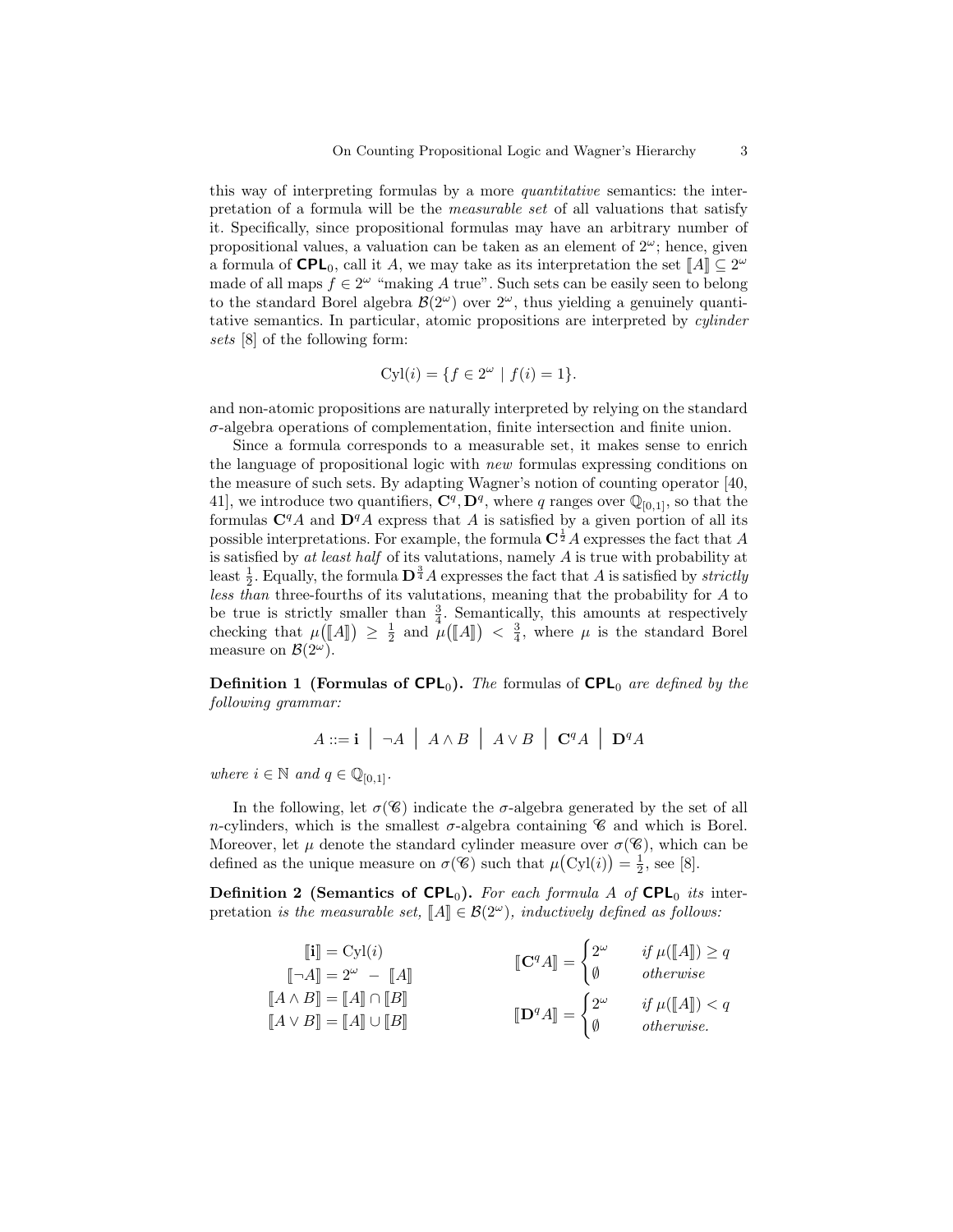this way of interpreting formulas by a more *quantitative* semantics: the interpretation of a formula will be the *measurable set* of all valuations that satisfy it. Specifically, since propositional formulas may have an arbitrary number of propositional values, a valuation can be taken as an element of $2^\omega$; hence, given a formula of $\mathsf{CPL}_0$, call it $A$, we may take as its interpretation the set $[\![A]\!] \subseteq 2^\omega$ made of all maps $f \in 2^\omega$ "making $A$ true". Such sets can be easily seen to belong to the standard Borel algebra $\mathcal{B}(2^\omega)$ over $2^\omega$, thus yielding a genuinely quantitative semantics. In particular, atomic propositions are interpreted by *cylinder sets* [8] of the following form:

$$\mathrm{Cyl}(i) = \{f \in 2^\omega \mid f(i) = 1\}.$$

and non-atomic propositions are naturally interpreted by relying on the standard $\sigma$-algebra operations of complementation, finite intersection and finite union.

Since a formula corresponds to a measurable set, it makes sense to enrich the language of propositional logic with *new* formulas expressing conditions on the measure of such sets. By adapting Wagner's notion of counting operator [40, 41], we introduce two quantifiers, $\mathbf{C}^q, \mathbf{D}^q$, where $q$ ranges over $\mathbb{Q}_{[0,1]}$, so that the formulas $\mathbf{C}^q A$ and $\mathbf{D}^q A$ express that $A$ is satisfied by a given portion of all its possible interpretations. For example, the formula $\mathbf{C}^{\frac{1}{2}} A$ expresses the fact that $A$ is satisfied by *at least half* of its valutations, namely $A$ is true with probability at least $\frac{1}{2}$. Equally, the formula $\mathbf{D}^{\frac{3}{4}} A$ expresses the fact that $A$ is satisfied by *strictly less than* three-fourths of its valutations, meaning that the probability for $A$ to be true is strictly smaller than $\frac{3}{4}$. Semantically, this amounts at respectively checking that $\mu([\![A]\!]) \geq \frac{1}{2}$ and $\mu([\![A]\!]) < \frac{3}{4}$, where $\mu$ is the standard Borel measure on $\mathcal{B}(2^\omega)$.

**Definition 1 (Formulas of $\mathsf{CPL}_0$).** *The* formulas of $\mathsf{CPL}_0$ *are defined by the following grammar:*

$$A ::= \mathbf{i} \;\big|\; \neg A \;\big|\; A \wedge B \;\big|\; A \vee B \;\big|\; \mathbf{C}^q A \;\big|\; \mathbf{D}^q A$$

*where $i \in \mathbb{N}$ and $q \in \mathbb{Q}_{[0,1]}$.*

In the following, let $\sigma(\mathscr{C})$ indicate the $\sigma$-algebra generated by the set of all $n$-cylinders, which is the smallest $\sigma$-algebra containing $\mathscr{C}$ and which is Borel. Moreover, let $\mu$ denote the standard cylinder measure over $\sigma(\mathscr{C})$, which can be defined as the unique measure on $\sigma(\mathscr{C})$ such that $\mu(\mathrm{Cyl}(i)) = \frac{1}{2}$, see [8].

**Definition 2 (Semantics of $\mathsf{CPL}_0$).** *For each formula $A$ of $\mathsf{CPL}_0$ its* interpretation *is the measurable set, $[\![A]\!] \in \mathcal{B}(2^\omega)$, inductively defined as follows:*

$$[\![\mathbf{i}]\!] = \mathrm{Cyl}(i) \qquad [\![\neg A]\!] = 2^\omega - [\![A]\!] \qquad [\![A \wedge B]\!] = [\![A]\!] \cap [\![B]\!] \qquad [\![A \vee B]\!] = [\![A]\!] \cup [\![B]\!]$$

$$[\![\mathbf{C}^q A]\!] = \begin{cases} 2^\omega & \text{if } \mu([\![A]\!]) \geq q \\ \emptyset & \text{otherwise} \end{cases} \qquad [\![\mathbf{D}^q A]\!] = \begin{cases} 2^\omega & \text{if } \mu([\![A]\!]) < q \\ \emptyset & \text{otherwise.} \end{cases}$$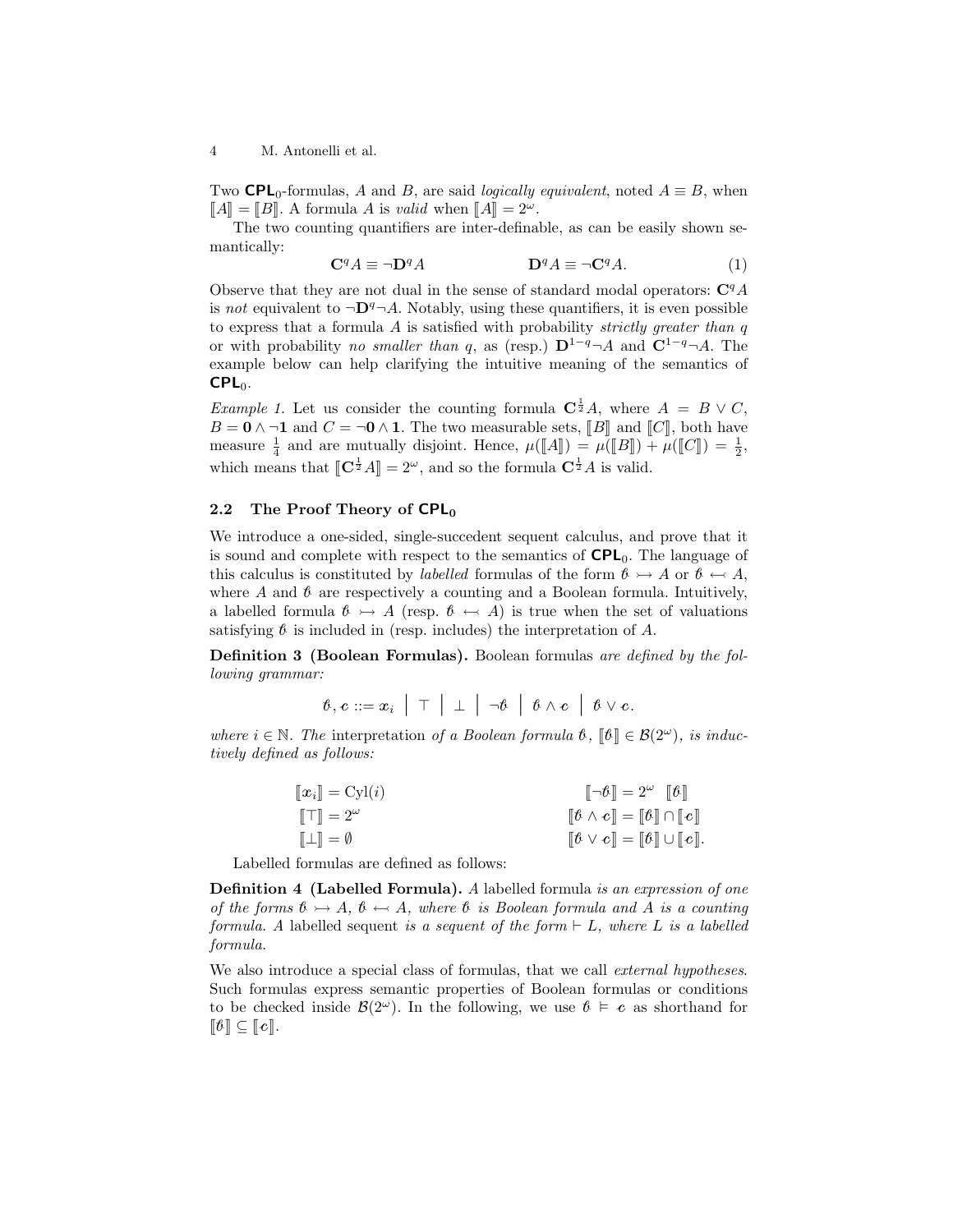Two $\mathsf{CPL}_0$-formulas, $A$ and $B$, are said *logically equivalent*, noted $A \equiv B$, when $[\![A]\!] = [\![B]\!]$. A formula $A$ is *valid* when $[\![A]\!] = 2^\omega$.

The two counting quantifiers are inter-definable, as can be easily shown semantically:

$$\mathbf{C}^q A \equiv \neg \mathbf{D}^q A \qquad\qquad \mathbf{D}^q A \equiv \neg \mathbf{C}^q A. \tag{1}$$

Observe that they are not dual in the sense of standard modal operators: $\mathbf{C}^q A$ is *not* equivalent to $\neg \mathbf{D}^q \neg A$. Notably, using these quantifiers, it is even possible to express that a formula $A$ is satisfied with probability *strictly greater than* $q$ or with probability *no smaller than* $q$, as (resp.) $\mathbf{D}^{1-q}\neg A$ and $\mathbf{C}^{1-q}\neg A$. The example below can help clarifying the intuitive meaning of the semantics of $\mathsf{CPL}_0$.

*Example 1.* Let us consider the counting formula $\mathbf{C}^{\frac{1}{2}} A$, where $A = B \vee C$, $B = \mathbf{0} \wedge \neg \mathbf{1}$ and $C = \neg \mathbf{0} \wedge \mathbf{1}$. The two measurable sets, $[\![B]\!]$ and $[\![C]\!]$, both have measure $\frac{1}{4}$ and are mutually disjoint. Hence, $\mu([\![A]\!]) = \mu([\![B]\!]) + \mu([\![C]\!]) = \frac{1}{2}$, which means that $[\![\mathbf{C}^{\frac{1}{2}} A]\!] = 2^\omega$, and so the formula $\mathbf{C}^{\frac{1}{2}} A$ is valid.

### 2.2 The Proof Theory of $\mathsf{CPL}_0$

We introduce a one-sided, single-succedent sequent calculus, and prove that it is sound and complete with respect to the semantics of $\mathsf{CPL}_0$. The language of this calculus is constituted by *labelled* formulas of the form $\mathscr{b} \rightarrowtail A$ or $\mathscr{b} \leftarrowtail A$, where $A$ and $\mathscr{b}$ are respectively a counting and a Boolean formula. Intuitively, a labelled formula $\mathscr{b} \rightarrowtail A$ (resp. $\mathscr{b} \leftarrowtail A$) is true when the set of valuations satisfying $\mathscr{b}$ is included in (resp. includes) the interpretation of $A$.

**Definition 3 (Boolean Formulas).** *Boolean formulas are defined by the following grammar:*

$$\mathscr{b}, \mathscr{c} ::= \boldsymbol{x}_i \;\big|\; \top \;\big|\; \bot \;\big|\; \neg \mathscr{b} \;\big|\; \mathscr{b} \wedge \mathscr{c} \;\big|\; \mathscr{b} \vee \mathscr{c}.$$

*where $i \in \mathbb{N}$. The* interpretation *of a Boolean formula $\mathscr{b}$, $[\![\mathscr{b}]\!] \in \mathcal{B}(2^\omega)$, is inductively defined as follows:*

$$[\![\boldsymbol{x}_i]\!] = \mathrm{Cyl}(i) \qquad\qquad [\![\neg \mathscr{b}]\!] = 2^\omega \setminus [\![\mathscr{b}]\!]$$
$$[\![\top]\!] = 2^\omega \qquad\qquad [\![\mathscr{b} \wedge \mathscr{c}]\!] = [\![\mathscr{b}]\!] \cap [\![\mathscr{c}]\!]$$
$$[\![\bot]\!] = \emptyset \qquad\qquad [\![\mathscr{b} \vee \mathscr{c}]\!] = [\![\mathscr{b}]\!] \cup [\![\mathscr{c}]\!].$$

Labelled formulas are defined as follows:

**Definition 4 (Labelled Formula).** *A* labelled formula *is an expression of one of the forms $\mathscr{b} \rightarrowtail A$, $\mathscr{b} \leftarrowtail A$, where $\mathscr{b}$ is Boolean formula and $A$ is a counting formula. A* labelled sequent *is a sequent of the form $\vdash L$, where $L$ is a labelled formula.*

We also introduce a special class of formulas, that we call *external hypotheses*. Such formulas express semantic properties of Boolean formulas or conditions to be checked inside $\mathcal{B}(2^\omega)$. In the following, we use $\mathscr{b} \vDash \mathscr{c}$ as shorthand for $[\![\mathscr{b}]\!] \subseteq [\![\mathscr{c}]\!]$.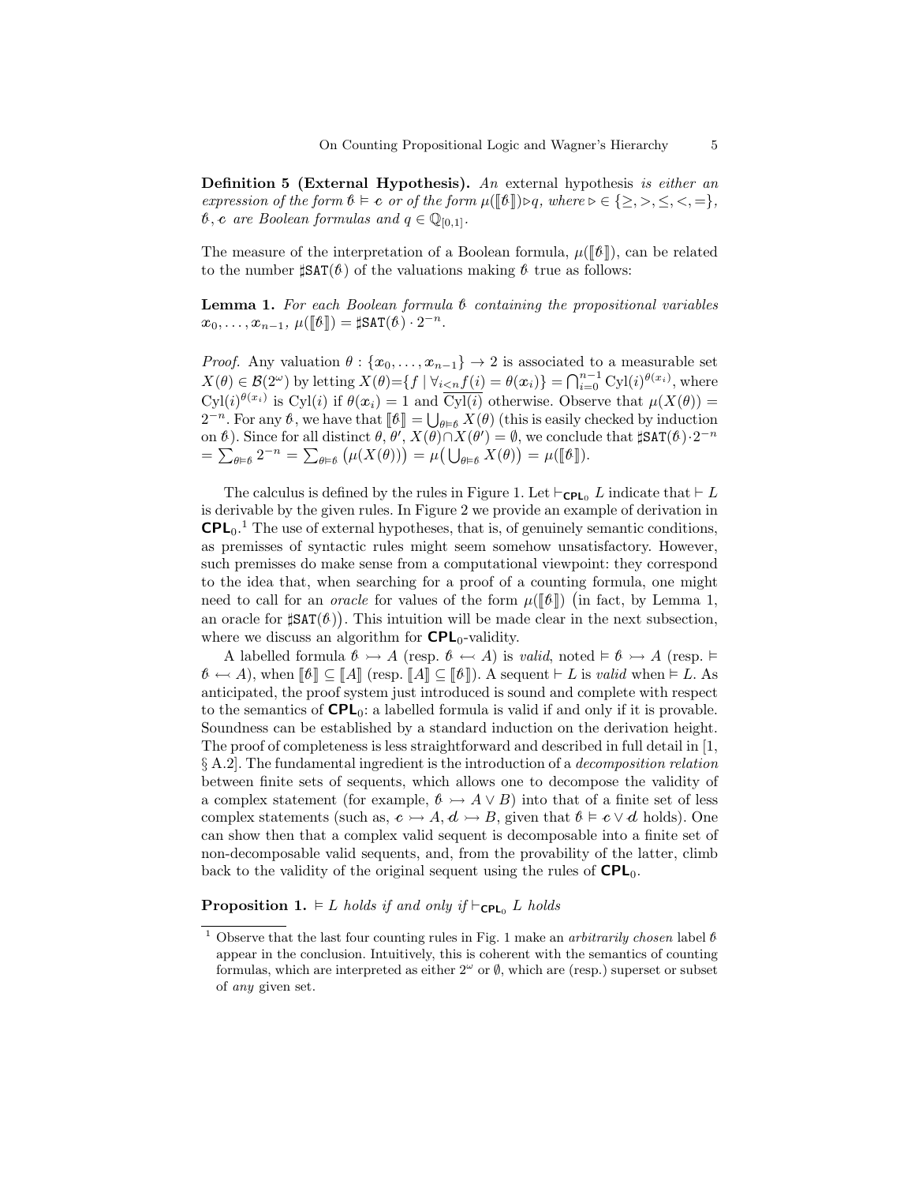**Definition 5 (External Hypothesis).** *An* external hypothesis *is either an expression of the form* $\mathbb{b} \vDash \mathbb{c}$ *or of the form* $\mu(\llbracket \mathbb{b} \rrbracket) \triangleright q$*, where* $\triangleright \in \{\geq, >, \leq, <, =\}$*,* $\mathbb{b}, \mathbb{c}$ *are Boolean formulas and* $q \in \mathbb{Q}_{[0,1]}$.

The measure of the interpretation of a Boolean formula, $\mu(\llbracket \mathbb{b} \rrbracket)$, can be related to the number $\sharp\mathtt{SAT}(\mathbb{b})$ of the valuations making $\mathbb{b}$ true as follows:

**Lemma 1.** *For each Boolean formula* $\mathbb{b}$ *containing the propositional variables* $x_0, \dots, x_{n-1}$, $\mu(\llbracket \mathbb{b} \rrbracket) = \sharp\mathtt{SAT}(\mathbb{b}) \cdot 2^{-n}$.

*Proof.* Any valuation $\theta : \{x_0, \dots, x_{n-1}\} \to 2$ is associated to a measurable set $X(\theta) \in \mathcal{B}(2^\omega)$ by letting $X(\theta) = \{f \mid \forall_{i<n} f(i) = \theta(x_i)\} = \bigcap_{i=0}^{n-1} \mathrm{Cyl}(i)^{\theta(x_i)}$, where $\mathrm{Cyl}(i)^{\theta(x_i)}$ is $\mathrm{Cyl}(i)$ if $\theta(x_i) = 1$ and $\overline{\mathrm{Cyl}(i)}$ otherwise. Observe that $\mu(X(\theta)) = 2^{-n}$. For any $\mathbb{b}$, we have that $\llbracket \mathbb{b} \rrbracket = \bigcup_{\theta \vDash \mathbb{b}} X(\theta)$ (this is easily checked by induction on $\mathbb{b}$). Since for all distinct $\theta, \theta'$, $X(\theta) \cap X(\theta') = \emptyset$, we conclude that $\sharp\mathtt{SAT}(\mathbb{b}) \cdot 2^{-n} = \sum_{\theta \vDash \mathbb{b}} 2^{-n} = \sum_{\theta \vDash \mathbb{b}} \big(\mu(X(\theta))\big) = \mu\big(\bigcup_{\theta \vDash \mathbb{b}} X(\theta)\big) = \mu(\llbracket \mathbb{b} \rrbracket)$.

The calculus is defined by the rules in Figure 1. Let $\vdash_{\mathsf{CPL}_0} L$ indicate that $\vdash L$ is derivable by the given rules. In Figure 2 we provide an example of derivation in $\mathsf{CPL}_0$.[1] The use of external hypotheses, that is, of genuinely semantic conditions, as premisses of syntactic rules might seem somehow unsatisfactory. However, such premisses do make sense from a computational viewpoint: they correspond to the idea that, when searching for a proof of a counting formula, one might need to call for an *oracle* for values of the form $\mu(\llbracket \mathbb{b} \rrbracket)$ (in fact, by Lemma 1, an oracle for $\sharp\mathtt{SAT}(\mathbb{b})$). This intuition will be made clear in the next subsection, where we discuss an algorithm for $\mathsf{CPL}_0$-validity.

A labelled formula $\mathbb{b} \rightarrowtail A$ (resp. $\mathbb{b} \leftarrowtail A$) is *valid*, noted $\vDash \mathbb{b} \rightarrowtail A$ (resp. $\vDash \mathbb{b} \leftarrowtail A$), when $\llbracket \mathbb{b} \rrbracket \subseteq \llbracket A \rrbracket$ (resp. $\llbracket A \rrbracket \subseteq \llbracket \mathbb{b} \rrbracket$). A sequent $\vdash L$ is *valid* when $\vDash L$. As anticipated, the proof system just introduced is sound and complete with respect to the semantics of $\mathsf{CPL}_0$: a labelled formula is valid if and only if it is provable. Soundness can be established by a standard induction on the derivation height. The proof of completeness is less straightforward and described in full detail in [1, § A.2]. The fundamental ingredient is the introduction of a *decomposition relation* between finite sets of sequents, which allows one to decompose the validity of a complex statement (for example, $\mathbb{b} \rightarrowtail A \vee B$) into that of a finite set of less complex statements (such as, $\mathbb{c} \rightarrowtail A$, $\mathbb{d} \rightarrowtail B$, given that $\mathbb{b} \vDash \mathbb{c} \vee \mathbb{d}$ holds). One can show then that a complex valid sequent is decomposable into a finite set of non-decomposable valid sequents, and, from the provability of the latter, climb back to the validity of the original sequent using the rules of $\mathsf{CPL}_0$.

**Proposition 1.** $\vDash L$ *holds if and only if* $\vdash_{\mathsf{CPL}_0} L$ *holds*

[1] Observe that the last four counting rules in Fig. 1 make an *arbitrarily chosen* label $\mathbb{b}$ appear in the conclusion. Intuitively, this is coherent with the semantics of counting formulas, which are interpreted as either $2^\omega$ or $\emptyset$, which are (resp.) superset or subset of *any* given set.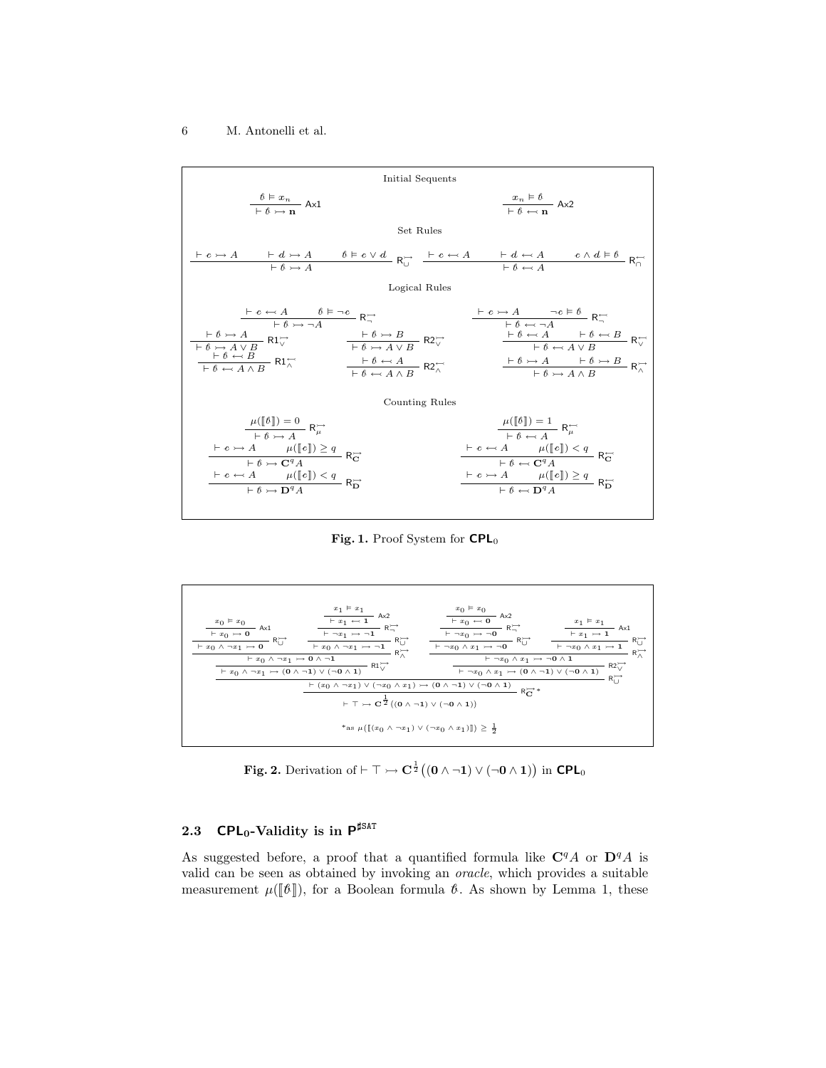**Initial Sequents**

$$\dfrac{\ell \vDash x_n}{\vdash \ell \rightarrowtail \mathbf{n}}\ \mathsf{Ax1} \qquad\qquad \dfrac{x_n \vDash \ell}{\vdash \ell \leftarrowtail \mathbf{n}}\ \mathsf{Ax2}$$

**Set Rules**

$$\dfrac{\vdash c \rightarrowtail A \qquad \vdash d \rightarrowtail A \qquad \ell \vDash c \vee d}{\vdash \ell \rightarrowtail A}\ \mathsf{R}^{\rightarrowtail}_{\cup} \qquad \dfrac{\vdash c \leftarrowtail A \qquad \vdash d \leftarrowtail A \qquad c \wedge d \vDash \ell}{\vdash \ell \leftarrowtail A}\ \mathsf{R}^{\leftarrowtail}_{\cap}$$

**Logical Rules**

$$\dfrac{\vdash c \leftarrowtail A \qquad \ell \vDash \neg c}{\vdash \ell \rightarrowtail \neg A}\ \mathsf{R}^{\rightarrowtail}_{\neg} \qquad \dfrac{\vdash c \rightarrowtail A \qquad \neg c \vDash \ell}{\vdash \ell \leftarrowtail \neg A}\ \mathsf{R}^{\leftarrowtail}_{\neg}$$

$$\dfrac{\vdash \ell \rightarrowtail A}{\vdash \ell \rightarrowtail A \vee B}\ \mathsf{R1}^{\rightarrowtail}_{\vee} \qquad \dfrac{\vdash \ell \rightarrowtail B}{\vdash \ell \rightarrowtail A \vee B}\ \mathsf{R2}^{\rightarrowtail}_{\vee} \qquad \dfrac{\vdash \ell \leftarrowtail A \qquad \vdash \ell \leftarrowtail B}{\vdash \ell \leftarrowtail A \vee B}\ \mathsf{R}^{\leftarrowtail}_{\vee}$$

$$\dfrac{\vdash \ell \leftarrowtail B}{\vdash \ell \leftarrowtail A \wedge B}\ \mathsf{R1}^{\leftarrowtail}_{\wedge} \qquad \dfrac{\vdash \ell \leftarrowtail A}{\vdash \ell \leftarrowtail A \wedge B}\ \mathsf{R2}^{\leftarrowtail}_{\wedge} \qquad \dfrac{\vdash \ell \rightarrowtail A \qquad \vdash \ell \rightarrowtail B}{\vdash \ell \rightarrowtail A \wedge B}\ \mathsf{R}^{\rightarrowtail}_{\wedge}$$

**Counting Rules**

$$\dfrac{\mu([\![\ell]\!]) = 0}{\vdash \ell \rightarrowtail A}\ \mathsf{R}^{\rightarrowtail}_{\mu} \qquad \dfrac{\mu([\![\ell]\!]) = 1}{\vdash \ell \leftarrowtail A}\ \mathsf{R}^{\leftarrowtail}_{\mu}$$

$$\dfrac{\vdash c \rightarrowtail A \qquad \mu([\![c]\!]) \geq q}{\vdash \ell \rightarrowtail \mathbf{C}^q A}\ \mathsf{R}^{\rightarrowtail}_{\mathbf{C}} \qquad \dfrac{\vdash c \leftarrowtail A \qquad \mu([\![c]\!]) < q}{\vdash \ell \leftarrowtail \mathbf{C}^q A}\ \mathsf{R}^{\leftarrowtail}_{\mathbf{C}}$$

$$\dfrac{\vdash c \leftarrowtail A \qquad \mu([\![c]\!]) < q}{\vdash \ell \rightarrowtail \mathbf{D}^q A}\ \mathsf{R}^{\rightarrowtail}_{\mathbf{D}} \qquad \dfrac{\vdash c \rightarrowtail A \qquad \mu([\![c]\!]) \geq q}{\vdash \ell \leftarrowtail \mathbf{D}^q A}\ \mathsf{R}^{\leftarrowtail}_{\mathbf{D}}$$

**Fig. 1.** Proof System for $\mathsf{CPL}_0$

$$\dfrac{\dfrac{\dfrac{\dfrac{\dfrac{x_0 \vDash x_0}{\vdash x_0 \rightarrowtail \mathbf{0}}\ \mathsf{Ax1}}{\vdash x_0 \wedge \neg x_1 \rightarrowtail \mathbf{0}}\ \mathsf{R}^{\rightarrowtail}_{\cup} \quad \dfrac{\dfrac{\dfrac{x_1 \vDash x_1}{\vdash x_1 \leftarrowtail \mathbf{1}}\ \mathsf{Ax2}}{\vdash \neg x_1 \rightarrowtail \neg \mathbf{1}}\ \mathsf{R}^{\rightarrowtail}_{\neg}}{\vdash x_0 \wedge \neg x_1 \rightarrowtail \neg \mathbf{1}}\ \mathsf{R}^{\rightarrowtail}_{\cup}}{\vdash x_0 \wedge \neg x_1 \rightarrowtail \mathbf{0} \wedge \neg \mathbf{1}}\ \mathsf{R}^{\rightarrowtail}_{\wedge}}{\vdash x_0 \wedge \neg x_1 \rightarrowtail (\mathbf{0} \wedge \neg \mathbf{1}) \vee (\neg \mathbf{0} \wedge \mathbf{1})}\ \mathsf{R1}^{\rightarrowtail}_{\vee} \quad \dfrac{\dfrac{\dfrac{\dfrac{\dfrac{x_0 \vDash x_0}{\vdash x_0 \leftarrowtail \mathbf{0}}\ \mathsf{Ax2}}{\vdash \neg x_0 \rightarrowtail \neg \mathbf{0}}\ \mathsf{R}^{\rightarrowtail}_{\neg}}{\vdash \neg x_0 \wedge x_1 \rightarrowtail \neg \mathbf{0}}\ \mathsf{R}^{\rightarrowtail}_{\cup} \quad \dfrac{\dfrac{x_1 \vDash x_1}{\vdash x_1 \rightarrowtail \mathbf{1}}\ \mathsf{Ax1}}{\vdash \neg x_0 \wedge x_1 \rightarrowtail \mathbf{1}}\ \mathsf{R}^{\rightarrowtail}_{\cup}}{\vdash \neg x_0 \wedge x_1 \rightarrowtail \neg \mathbf{0} \wedge \mathbf{1}}\ \mathsf{R}^{\rightarrowtail}_{\wedge}}{\vdash \neg x_0 \wedge x_1 \rightarrowtail (\mathbf{0} \wedge \neg \mathbf{1}) \vee (\neg \mathbf{0} \wedge \mathbf{1})}\ \mathsf{R2}^{\rightarrowtail}_{\vee}}{\dfrac{\vdash (x_0 \wedge \neg x_1) \vee (\neg x_0 \wedge x_1) \rightarrowtail (\mathbf{0} \wedge \neg \mathbf{1}) \vee (\neg \mathbf{0} \wedge \mathbf{1})}{\vdash \top \rightarrowtail \mathbf{C}^{\frac{1}{2}}((\mathbf{0} \wedge \neg \mathbf{1}) \vee (\neg \mathbf{0} \wedge \mathbf{1}))}\ \mathsf{R}^{\rightarrowtail}_{\mathbf{C}}{}^{*}}\ \mathsf{R}^{\rightarrowtail}_{\cup}$$

*as $\mu([\![(x_0 \wedge \neg x_1) \vee (\neg x_0 \wedge x_1)]\!]) \geq \frac{1}{2}$

**Fig. 2.** Derivation of $\vdash \top \rightarrowtail \mathbf{C}^{\frac{1}{2}}\big((\mathbf{0} \wedge \neg \mathbf{1}) \vee (\neg \mathbf{0} \wedge \mathbf{1})\big)$ in $\mathsf{CPL}_0$

## 2.3 $\mathsf{CPL}_0$-Validity is in $\mathsf{P}^{\sharp\mathtt{SAT}}$

As suggested before, a proof that a quantified formula like $\mathbf{C}^q A$ or $\mathbf{D}^q A$ is valid can be seen as obtained by invoking an *oracle*, which provides a suitable measurement $\mu([\![\ell]\!])$, for a Boolean formula $\ell$. As shown by Lemma 1, these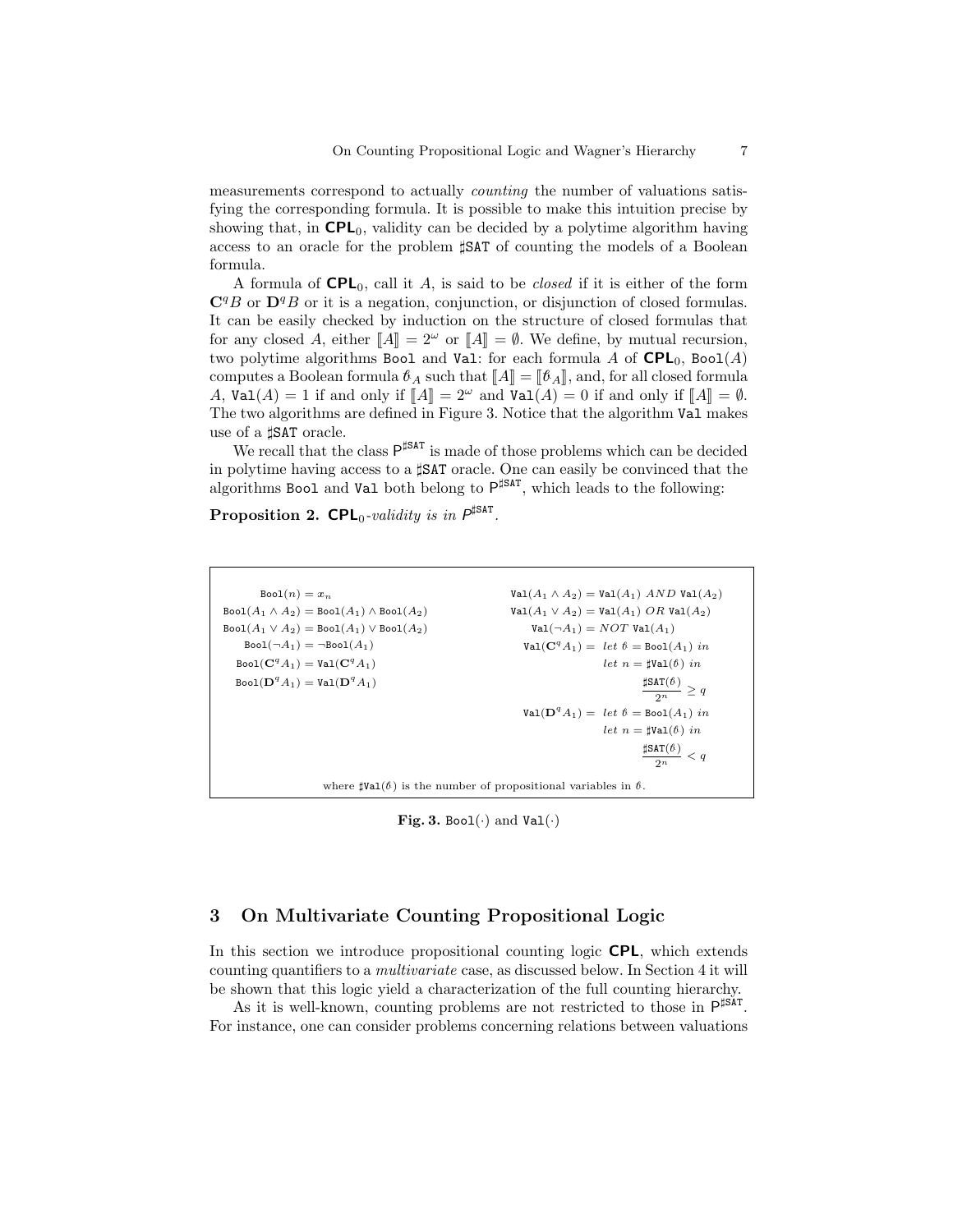measurements correspond to actually *counting* the number of valuations satisfying the corresponding formula. It is possible to make this intuition precise by showing that, in $\mathbf{CPL}_0$, validity can be decided by a polytime algorithm having access to an oracle for the problem ♯SAT of counting the models of a Boolean formula.

A formula of $\mathbf{CPL}_0$, call it $A$, is said to be *closed* if it is either of the form $\mathbf{C}^q B$ or $\mathbf{D}^q B$ or it is a negation, conjunction, or disjunction of closed formulas. It can be easily checked by induction on the structure of closed formulas that for any closed $A$, either $[\![A]\!] = 2^\omega$ or $[\![A]\!] = \emptyset$. We define, by mutual recursion, two polytime algorithms Bool and Val: for each formula $A$ of $\mathbf{CPL}_0$, $\texttt{Bool}(A)$ computes a Boolean formula $\mathscr{b}_A$ such that $[\![A]\!] = [\![\mathscr{b}_A]\!]$, and, for all closed formula $A$, $\texttt{Val}(A) = 1$ if and only if $[\![A]\!] = 2^\omega$ and $\texttt{Val}(A) = 0$ if and only if $[\![A]\!] = \emptyset$. The two algorithms are defined in Figure 3. Notice that the algorithm Val makes use of a ♯SAT oracle.

We recall that the class $\mathsf{P}^{\sharp\texttt{SAT}}$ is made of those problems which can be decided in polytime having access to a ♯SAT oracle. One can easily be convinced that the algorithms Bool and Val both belong to $\mathsf{P}^{\sharp\texttt{SAT}}$, which leads to the following:

**Proposition 2.** *$\mathbf{CPL}_0$-validity is in $\mathsf{P}^{\sharp\texttt{SAT}}$.*

$$
\begin{aligned}
\texttt{Bool}(n) &= x_n \\
\texttt{Bool}(A_1 \wedge A_2) &= \texttt{Bool}(A_1) \wedge \texttt{Bool}(A_2) \\
\texttt{Bool}(A_1 \vee A_2) &= \texttt{Bool}(A_1) \vee \texttt{Bool}(A_2) \\
\texttt{Bool}(\neg A_1) &= \neg \texttt{Bool}(A_1) \\
\texttt{Bool}(\mathbf{C}^q A_1) &= \texttt{Val}(\mathbf{C}^q A_1) \\
\texttt{Bool}(\mathbf{D}^q A_1) &= \texttt{Val}(\mathbf{D}^q A_1)
\end{aligned}
$$

$$
\begin{aligned}
\texttt{Val}(A_1 \wedge A_2) &= \texttt{Val}(A_1) \ AND \ \texttt{Val}(A_2) \\
\texttt{Val}(A_1 \vee A_2) &= \texttt{Val}(A_1) \ OR \ \texttt{Val}(A_2) \\
\texttt{Val}(\neg A_1) &= NOT \ \texttt{Val}(A_1) \\
\texttt{Val}(\mathbf{C}^q A_1) &= \ let \ \mathscr{b} = \texttt{Bool}(A_1) \ in \\
& \qquad let \ n = \sharp\texttt{Val}(\mathscr{b}) \ in \\
& \qquad \frac{\sharp\texttt{SAT}(\mathscr{b})}{2^n} \geq q \\
\texttt{Val}(\mathbf{D}^q A_1) &= \ let \ \mathscr{b} = \texttt{Bool}(A_1) \ in \\
& \qquad let \ n = \sharp\texttt{Val}(\mathscr{b}) \ in \\
& \qquad \frac{\sharp\texttt{SAT}(\mathscr{b})}{2^n} < q
\end{aligned}
$$

where $\sharp\texttt{Val}(\mathscr{b})$ is the number of propositional variables in $\mathscr{b}$.

**Fig. 3.** $\texttt{Bool}(\cdot)$ and $\texttt{Val}(\cdot)$

## 3 On Multivariate Counting Propositional Logic

In this section we introduce propositional counting logic $\mathbf{CPL}$, which extends counting quantifiers to a *multivariate* case, as discussed below. In Section 4 it will be shown that this logic yield a characterization of the full counting hierarchy.

As it is well-known, counting problems are not restricted to those in $\mathsf{P}^{\sharp\texttt{SAT}}$. For instance, one can consider problems concerning relations between valuations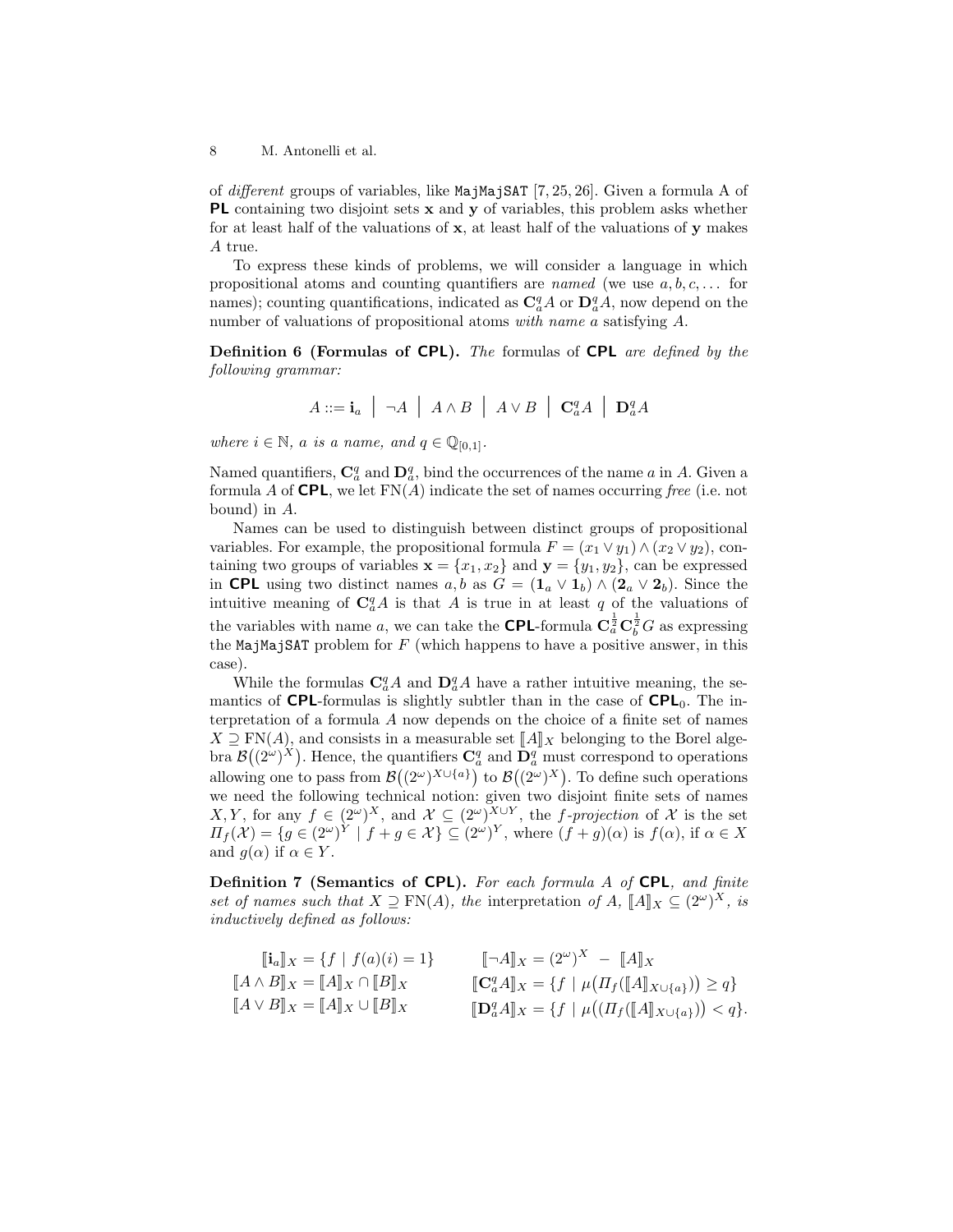of *different* groups of variables, like MajMajSAT [7, 25, 26]. Given a formula A of **PL** containing two disjoint sets $\mathbf{x}$ and $\mathbf{y}$ of variables, this problem asks whether for at least half of the valuations of $\mathbf{x}$, at least half of the valuations of $\mathbf{y}$ makes $A$ true.

To express these kinds of problems, we will consider a language in which propositional atoms and counting quantifiers are *named* (we use $a, b, c, \dots$ for names); counting quantifications, indicated as $\mathbf{C}^q_a A$ or $\mathbf{D}^q_a A$, now depend on the number of valuations of propositional atoms *with name* $a$ satisfying $A$.

**Definition 6 (Formulas of CPL).** *The* formulas of **CPL** *are defined by the following grammar:*

$$A ::= \mathbf{i}_a \;\Big|\; \neg A \;\Big|\; A \wedge B \;\Big|\; A \vee B \;\Big|\; \mathbf{C}^q_a A \;\Big|\; \mathbf{D}^q_a A$$

*where* $i \in \mathbb{N}$, *a is a name, and* $q \in \mathbb{Q}_{[0,1]}$.

Named quantifiers, $\mathbf{C}^q_a$ and $\mathbf{D}^q_a$, bind the occurrences of the name $a$ in $A$. Given a formula $A$ of **CPL**, we let $\mathrm{FN}(A)$ indicate the set of names occurring *free* (i.e. not bound) in $A$.

Names can be used to distinguish between distinct groups of propositional variables. For example, the propositional formula $F = (x_1 \vee y_1) \wedge (x_2 \vee y_2)$, containing two groups of variables $\mathbf{x} = \{x_1, x_2\}$ and $\mathbf{y} = \{y_1, y_2\}$, can be expressed in **CPL** using two distinct names $a, b$ as $G = (\mathbf{1}_a \vee \mathbf{1}_b) \wedge (\mathbf{2}_a \vee \mathbf{2}_b)$. Since the intuitive meaning of $\mathbf{C}^q_a A$ is that $A$ is true in at least $q$ of the valuations of the variables with name $a$, we can take the **CPL**-formula $\mathbf{C}^{\frac{1}{2}}_a \mathbf{C}^{\frac{1}{2}}_b G$ as expressing the MajMajSAT problem for $F$ (which happens to have a positive answer, in this case).

While the formulas $\mathbf{C}^q_a A$ and $\mathbf{D}^q_a A$ have a rather intuitive meaning, the semantics of **CPL**-formulas is slightly subtler than in the case of $\mathbf{CPL}_0$. The interpretation of a formula $A$ now depends on the choice of a finite set of names $X \supseteq \mathrm{FN}(A)$, and consists in a measurable set $[\![A]\!]_X$ belonging to the Borel algebra $\mathcal{B}\big((2^\omega)^X\big)$. Hence, the quantifiers $\mathbf{C}^q_a$ and $\mathbf{D}^q_a$ must correspond to operations allowing one to pass from $\mathcal{B}\big((2^\omega)^{X\cup\{a\}}\big)$ to $\mathcal{B}\big((2^\omega)^X\big)$. To define such operations we need the following technical notion: given two disjoint finite sets of names $X, Y$, for any $f \in (2^\omega)^X$, and $\mathcal{X} \subseteq (2^\omega)^{X\cup Y}$, the *f-projection* of $\mathcal{X}$ is the set $\Pi_f(\mathcal{X}) = \{g \in (2^\omega)^Y \mid f + g \in \mathcal{X}\} \subseteq (2^\omega)^Y$, where $(f+g)(\alpha)$ is $f(\alpha)$, if $\alpha \in X$ and $g(\alpha)$ if $\alpha \in Y$.

**Definition 7 (Semantics of CPL).** *For each formula $A$ of* **CPL**, *and finite set of names such that* $X \supseteq \mathrm{FN}(A)$, *the* interpretation *of* $A$, $[\![A]\!]_X \subseteq (2^\omega)^X$, *is inductively defined as follows:*

$$
\begin{aligned}
[\![\mathbf{i}_a]\!]_X &= \{f \mid f(a)(i) = 1\} & [\![\neg A]\!]_X &= (2^\omega)^X \;-\; [\![A]\!]_X \\
[\![A \wedge B]\!]_X &= [\![A]\!]_X \cap [\![B]\!]_X & [\![\mathbf{C}^q_a A]\!]_X &= \{f \mid \mu\big(\Pi_f([\![A]\!]_{X\cup\{a\}})\big) \geq q\} \\
[\![A \vee B]\!]_X &= [\![A]\!]_X \cup [\![B]\!]_X & [\![\mathbf{D}^q_a A]\!]_X &= \{f \mid \mu\big((\Pi_f([\![A]\!]_{X\cup\{a\}})\big) < q\}.
\end{aligned}
$$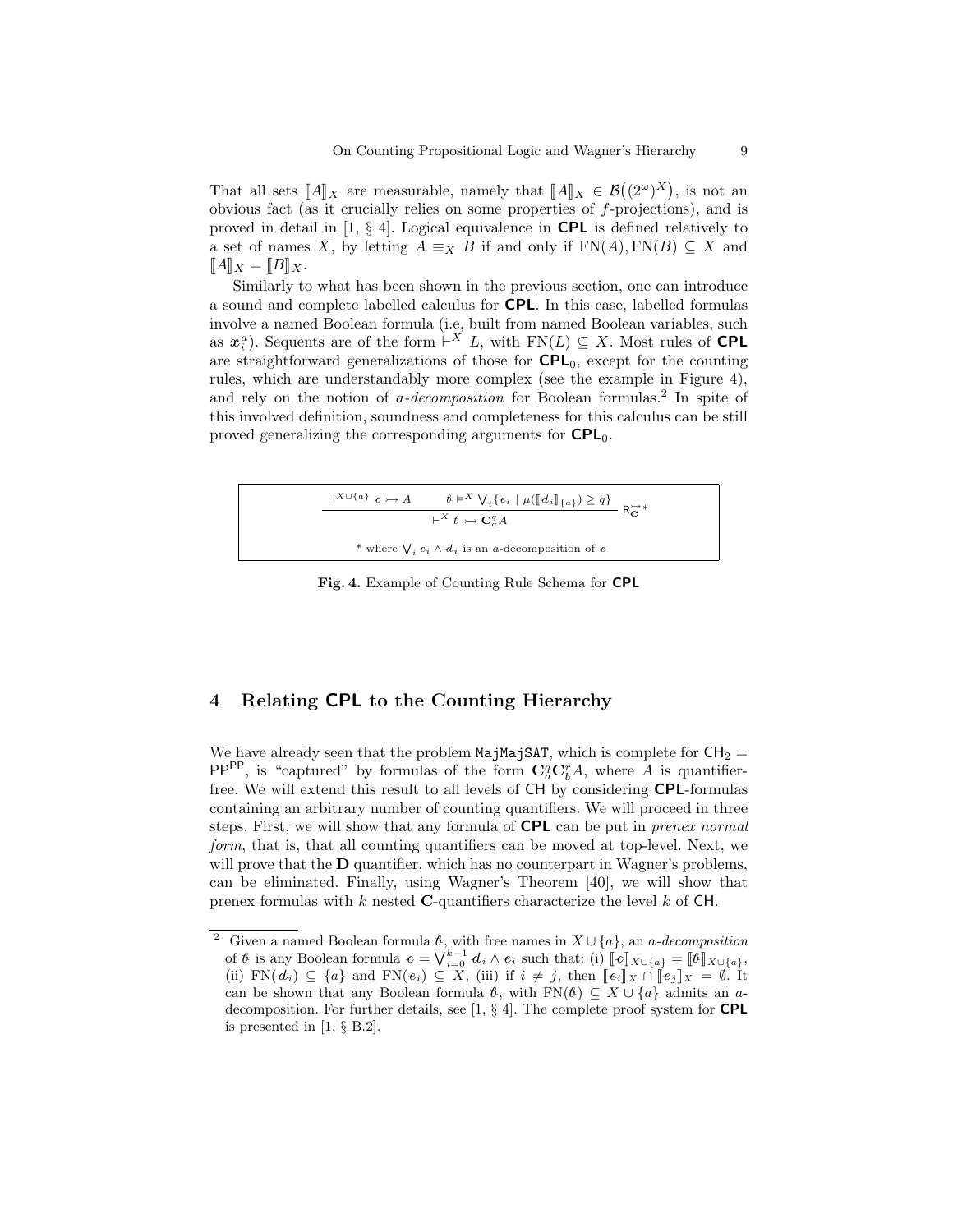That all sets $\llbracket A \rrbracket_X$ are measurable, namely that $\llbracket A \rrbracket_X \in \mathcal{B}\big((2^\omega)^X\big)$, is not an obvious fact (as it crucially relies on some properties of $f$-projections), and is proved in detail in [1, § 4]. Logical equivalence in **CPL** is defined relatively to a set of names $X$, by letting $A \equiv_X B$ if and only if $\mathrm{FN}(A), \mathrm{FN}(B) \subseteq X$ and $\llbracket A \rrbracket_X = \llbracket B \rrbracket_X$.

Similarly to what has been shown in the previous section, one can introduce a sound and complete labelled calculus for **CPL**. In this case, labelled formulas involve a named Boolean formula (i.e, built from named Boolean variables, such as $x_i^a$). Sequents are of the form $\vdash^X L$, with $\mathrm{FN}(L) \subseteq X$. Most rules of **CPL** are straightforward generalizations of those for $\mathbf{CPL}_0$, except for the counting rules, which are understandably more complex (see the example in Figure 4), and rely on the notion of *a-decomposition* for Boolean formulas.[2] In spite of this involved definition, soundness and completeness for this calculus can be still proved generalizing the corresponding arguments for $\mathbf{CPL}_0$.

$$\frac{\vdash^{X \cup \{a\}} \mathscr{c} \rightarrowtail A \qquad \mathscr{b} \vDash^X \bigvee_i \{ \mathscr{e}_i \mid \mu(\llbracket \mathscr{d}_i \rrbracket_{\{a\}}) \geq q \}}{\vdash^X \mathscr{b} \rightarrowtail \mathbf{C}_a^q A} \ \mathsf{R}_{\mathbf{C}}^{\rightarrow} {}^*$$

\* where $\bigvee_i \mathscr{e}_i \wedge \mathscr{d}_i$ is an $a$-decomposition of $\mathscr{c}$

**Fig. 4.** Example of Counting Rule Schema for **CPL**

## 4 Relating CPL to the Counting Hierarchy

We have already seen that the problem `MajMajSAT`, which is complete for $\mathsf{CH}_2 = \mathsf{PP}^{\mathsf{PP}}$, is "captured" by formulas of the form $\mathbf{C}_a^q \mathbf{C}_b^r A$, where $A$ is quantifier-free. We will extend this result to all levels of $\mathsf{CH}$ by considering **CPL**-formulas containing an arbitrary number of counting quantifiers. We will proceed in three steps. First, we will show that any formula of **CPL** can be put in *prenex normal form*, that is, that all counting quantifiers can be moved at top-level. Next, we will prove that the $\mathbf{D}$ quantifier, which has no counterpart in Wagner's problems, can be eliminated. Finally, using Wagner's Theorem [40], we will show that prenex formulas with $k$ nested $\mathbf{C}$-quantifiers characterize the level $k$ of $\mathsf{CH}$.

---

[2] Given a named Boolean formula $\mathscr{b}$, with free names in $X \cup \{a\}$, an *a-decomposition* of $\mathscr{b}$ is any Boolean formula $\mathscr{c} = \bigvee_{i=0}^{k-1} \mathscr{d}_i \wedge \mathscr{e}_i$ such that: (i) $\llbracket \mathscr{c} \rrbracket_{X \cup \{a\}} = \llbracket \mathscr{b} \rrbracket_{X \cup \{a\}}$, (ii) $\mathrm{FN}(\mathscr{d}_i) \subseteq \{a\}$ and $\mathrm{FN}(\mathscr{e}_i) \subseteq X$, (iii) if $i \neq j$, then $\llbracket \mathscr{e}_i \rrbracket_X \cap \llbracket \mathscr{e}_j \rrbracket_X = \emptyset$. It can be shown that any Boolean formula $\mathscr{b}$, with $\mathrm{FN}(\mathscr{b}) \subseteq X \cup \{a\}$ admits an $a$-decomposition. For further details, see [1, § 4]. The complete proof system for **CPL** is presented in [1, § B.2].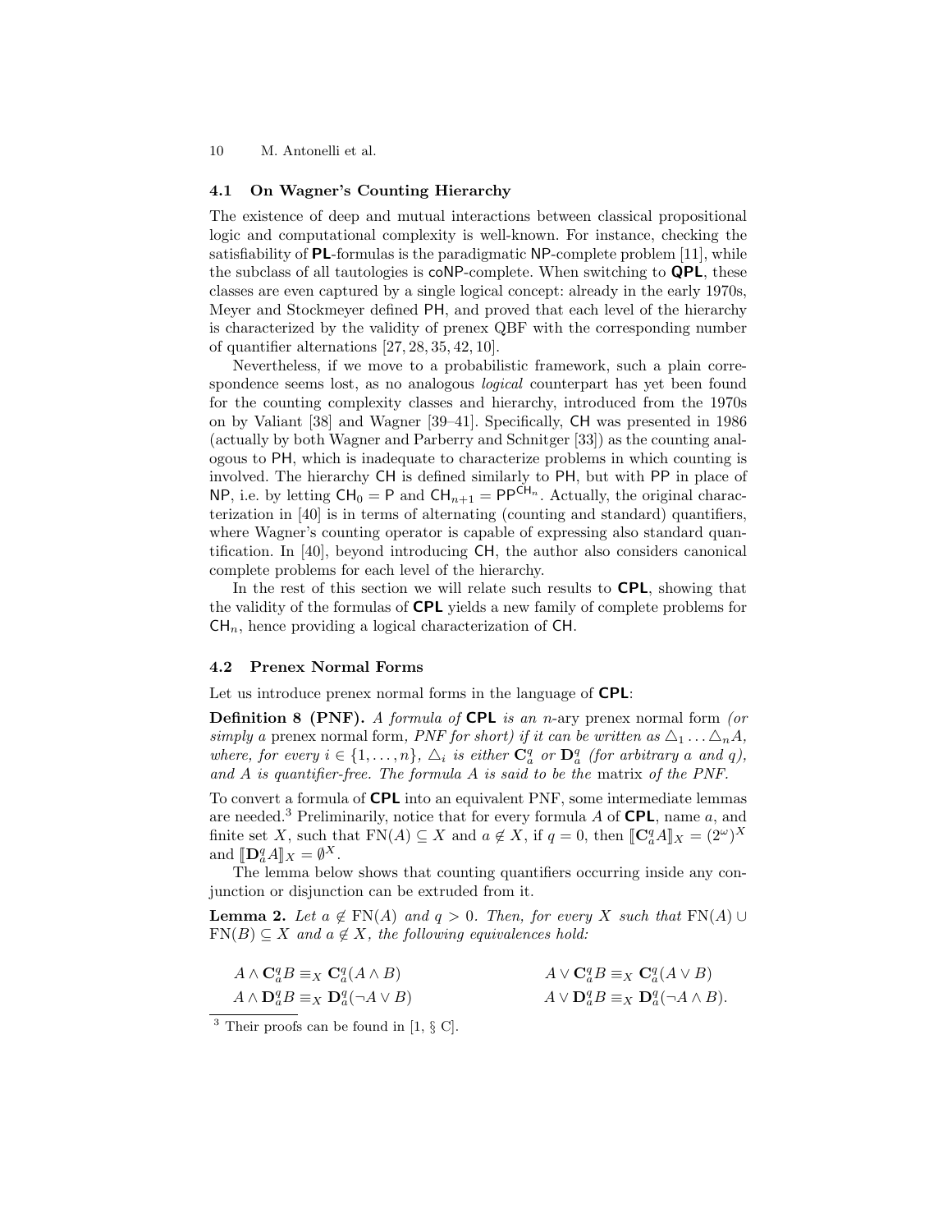### 4.1 On Wagner's Counting Hierarchy

The existence of deep and mutual interactions between classical propositional logic and computational complexity is well-known. For instance, checking the satisfiability of **PL**-formulas is the paradigmatic NP-complete problem [11], while the subclass of all tautologies is coNP-complete. When switching to **QPL**, these classes are even captured by a single logical concept: already in the early 1970s, Meyer and Stockmeyer defined PH, and proved that each level of the hierarchy is characterized by the validity of prenex QBF with the corresponding number of quantifier alternations [27, 28, 35, 42, 10].

Nevertheless, if we move to a probabilistic framework, such a plain correspondence seems lost, as no analogous *logical* counterpart has yet been found for the counting complexity classes and hierarchy, introduced from the 1970s on by Valiant [38] and Wagner [39–41]. Specifically, CH was presented in 1986 (actually by both Wagner and Parberry and Schnitger [33]) as the counting analogous to PH, which is inadequate to characterize problems in which counting is involved. The hierarchy CH is defined similarly to PH, but with PP in place of NP, i.e. by letting $\mathsf{CH}_0 = \mathsf{P}$ and $\mathsf{CH}_{n+1} = \mathsf{PP}^{\mathsf{CH}_n}$. Actually, the original characterization in [40] is in terms of alternating (counting and standard) quantifiers, where Wagner's counting operator is capable of expressing also standard quantification. In [40], beyond introducing CH, the author also considers canonical complete problems for each level of the hierarchy.

In the rest of this section we will relate such results to **CPL**, showing that the validity of the formulas of **CPL** yields a new family of complete problems for $\mathsf{CH}_n$, hence providing a logical characterization of CH.

### 4.2 Prenex Normal Forms

Let us introduce prenex normal forms in the language of **CPL**:

**Definition 8 (PNF).** *A formula of* **CPL** *is an n-ary* prenex normal form *(or simply a* prenex normal form*, PNF for short) if it can be written as* $\triangle_1 \dots \triangle_n A$*, where, for every* $i \in \{1, \dots, n\}$*,* $\triangle_i$ *is either* $\mathbf{C}^q_a$ *or* $\mathbf{D}^q_a$ *(for arbitrary a and q), and A is quantifier-free. The formula A is said to be the* matrix *of the PNF.*

To convert a formula of **CPL** into an equivalent PNF, some intermediate lemmas are needed.[3] Preliminarily, notice that for every formula $A$ of **CPL**, name $a$, and finite set $X$, such that $\mathrm{FN}(A) \subseteq X$ and $a \notin X$, if $q = 0$, then $[\![\mathbf{C}^q_a A]\!]_X = (2^\omega)^X$ and $[\![\mathbf{D}^q_a A]\!]_X = \emptyset^X$.

The lemma below shows that counting quantifiers occurring inside any conjunction or disjunction can be extruded from it.

**Lemma 2.** *Let* $a \notin \mathrm{FN}(A)$ *and* $q > 0$*. Then, for every X such that* $\mathrm{FN}(A) \cup \mathrm{FN}(B) \subseteq X$ *and* $a \notin X$*, the following equivalences hold:*

$$A \wedge \mathbf{C}^q_a B \equiv_X \mathbf{C}^q_a (A \wedge B) \qquad\qquad A \vee \mathbf{C}^q_a B \equiv_X \mathbf{C}^q_a (A \vee B)$$

$$A \wedge \mathbf{D}^q_a B \equiv_X \mathbf{D}^q_a (\neg A \vee B) \qquad\qquad A \vee \mathbf{D}^q_a B \equiv_X \mathbf{D}^q_a (\neg A \wedge B).$$

[3] Their proofs can be found in [1, § C].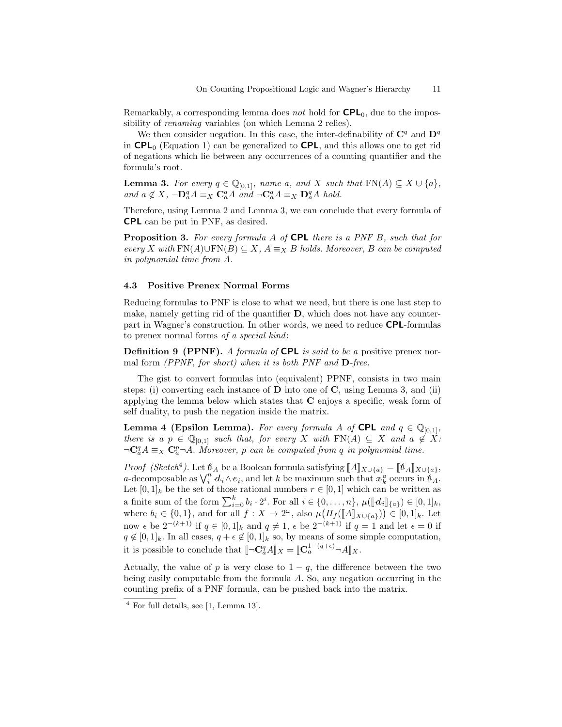Remarkably, a corresponding lemma does *not* hold for $\mathsf{CPL}_0$, due to the impossibility of *renaming* variables (on which Lemma 2 relies).

We then consider negation. In this case, the inter-definability of $\mathbf{C}^q$ and $\mathbf{D}^q$ in $\mathsf{CPL}_0$ (Equation 1) can be generalized to $\mathsf{CPL}$, and this allows one to get rid of negations which lie between any occurrences of a counting quantifier and the formula's root.

**Lemma 3.** *For every $q \in \mathbb{Q}_{[0,1]}$, name $a$, and $X$ such that $\mathrm{FN}(A) \subseteq X \cup \{a\}$, and $a \notin X$, $\neg \mathbf{D}^q_a A \equiv_X \mathbf{C}^q_a A$ and $\neg \mathbf{C}^q_a A \equiv_X \mathbf{D}^q_a A$ hold.*

Therefore, using Lemma 2 and Lemma 3, we can conclude that every formula of $\mathsf{CPL}$ can be put in PNF, as desired.

**Proposition 3.** *For every formula $A$ of $\mathsf{CPL}$ there is a PNF $B$, such that for every $X$ with $\mathrm{FN}(A) \cup \mathrm{FN}(B) \subseteq X$, $A \equiv_X B$ holds. Moreover, $B$ can be computed in polynomial time from $A$.*

### 4.3 Positive Prenex Normal Forms

Reducing formulas to PNF is close to what we need, but there is one last step to make, namely getting rid of the quantifier $\mathbf{D}$, which does not have any counterpart in Wagner's construction. In other words, we need to reduce $\mathsf{CPL}$-formulas to prenex normal forms *of a special kind*:

**Definition 9 (PPNF).** *A formula of $\mathsf{CPL}$ is said to be a* positive prenex normal form *(PPNF, for short) when it is both PNF and $\mathbf{D}$-free.*

The gist to convert formulas into (equivalent) PPNF, consists in two main steps: (i) converting each instance of $\mathbf{D}$ into one of $\mathbf{C}$, using Lemma 3, and (ii) applying the lemma below which states that $\mathbf{C}$ enjoys a specific, weak form of self duality, to push the negation inside the matrix.

**Lemma 4 (Epsilon Lemma).** *For every formula $A$ of $\mathsf{CPL}$ and $q \in \mathbb{Q}_{[0,1]}$, there is a $p \in \mathbb{Q}_{[0,1]}$ such that, for every $X$ with $\mathrm{FN}(A) \subseteq X$ and $a \notin X$: $\neg \mathbf{C}^q_a A \equiv_X \mathbf{C}^p_a \neg A$. Moreover, $p$ can be computed from $q$ in polynomial time.*

*Proof (Sketch[4]).* Let $\mathscr{b}_A$ be a Boolean formula satisfying $[\![A]\!]_{X \cup \{a\}} = [\![\mathscr{b}_A]\!]_{X \cup \{a\}}$, $a$-decomposable as $\bigvee_i^n \mathscr{d}_i \wedge \mathscr{e}_i$, and let $k$ be maximum such that $\mathscr{x}^a_k$ occurs in $\mathscr{b}_A$. Let $[0,1]_k$ be the set of those rational numbers $r \in [0,1]$ which can be written as a finite sum of the form $\sum_{i=0}^k b_i \cdot 2^i$. For all $i \in \{0, \dots, n\}$, $\mu([\![\mathscr{d}_i]\!]_{\{a\}}) \in [0,1]_k$, where $b_i \in \{0,1\}$, and for all $f : X \to 2^\omega$, also $\mu\big(\Pi_f([\![A]\!]_{X \cup \{a\}})\big) \in [0,1]_k$. Let now $\epsilon$ be $2^{-(k+1)}$ if $q \in [0,1]_k$ and $q \neq 1$, $\epsilon$ be $2^{-(k+1)}$ if $q = 1$ and let $\epsilon = 0$ if $q \notin [0,1]_k$. In all cases, $q + \epsilon \notin [0,1]_k$ so, by means of some simple computation, it is possible to conclude that $[\![\neg \mathbf{C}^q_a A]\!]_X = [\![\mathbf{C}^{1-(q+\epsilon)}_a \neg A]\!]_X$.

Actually, the value of $p$ is very close to $1 - q$, the difference between the two being easily computable from the formula $A$. So, any negation occurring in the counting prefix of a PNF formula, can be pushed back into the matrix.

[4] For full details, see [1, Lemma 13].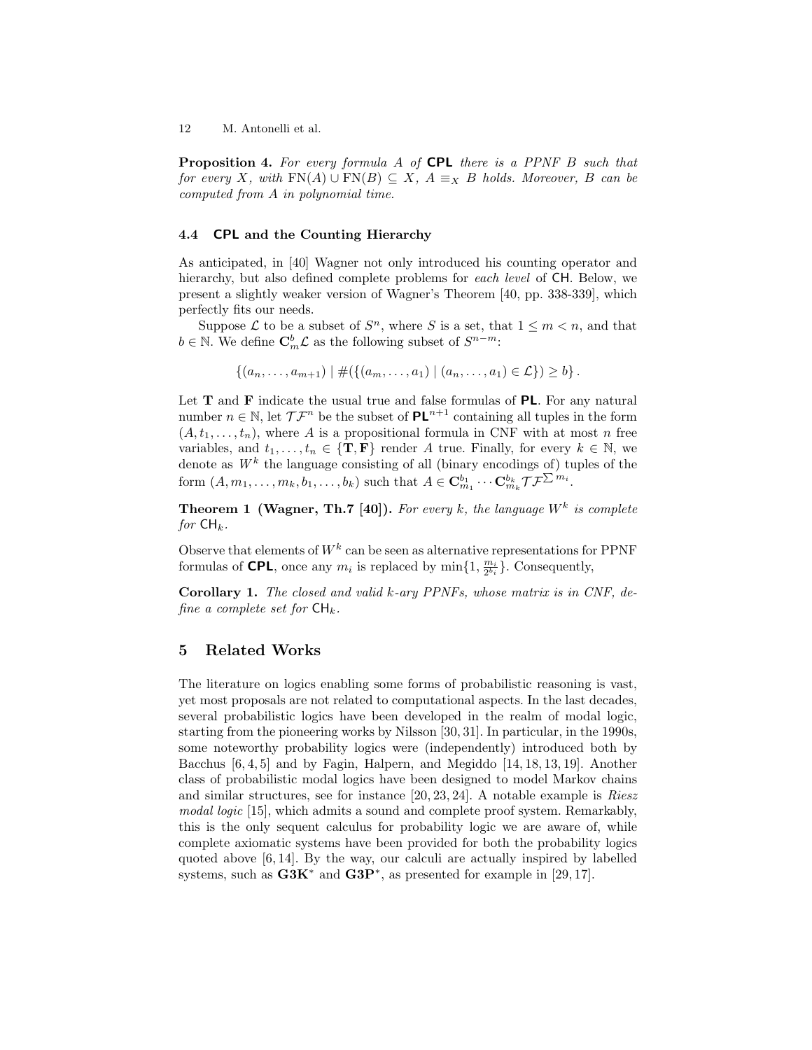**Proposition 4.** *For every formula $A$ of* **CPL** *there is a PPNF $B$ such that for every $X$, with $\mathrm{FN}(A) \cup \mathrm{FN}(B) \subseteq X$, $A \equiv_X B$ holds. Moreover, $B$ can be computed from $A$ in polynomial time.*

### 4.4 CPL and the Counting Hierarchy

As anticipated, in [40] Wagner not only introduced his counting operator and hierarchy, but also defined complete problems for *each level* of CH. Below, we present a slightly weaker version of Wagner's Theorem [40, pp. 338-339], which perfectly fits our needs.

Suppose $\mathcal{L}$ to be a subset of $S^n$, where $S$ is a set, that $1 \leq m < n$, and that $b \in \mathbb{N}$. We define $\mathbf{C}^b_m \mathcal{L}$ as the following subset of $S^{n-m}$:

$$\{(a_n, \ldots, a_{m+1}) \mid \#(\{(a_m, \ldots, a_1) \mid (a_n, \ldots, a_1) \in \mathcal{L}\}) \geq b\}.$$

Let $\mathbf{T}$ and $\mathbf{F}$ indicate the usual true and false formulas of **PL**. For any natural number $n \in \mathbb{N}$, let $\mathcal{TF}^n$ be the subset of $\mathbf{PL}^{n+1}$ containing all tuples in the form $(A, t_1, \ldots, t_n)$, where $A$ is a propositional formula in CNF with at most $n$ free variables, and $t_1, \ldots, t_n \in \{\mathbf{T}, \mathbf{F}\}$ render $A$ true. Finally, for every $k \in \mathbb{N}$, we denote as $W^k$ the language consisting of all (binary encodings of) tuples of the form $(A, m_1, \ldots, m_k, b_1, \ldots, b_k)$ such that $A \in \mathbf{C}^{b_1}_{m_1} \cdots \mathbf{C}^{b_k}_{m_k} \mathcal{TF}^{\sum m_i}$.

**Theorem 1 (Wagner, Th.7 [40]).** *For every $k$, the language $W^k$ is complete for $\mathsf{CH}_k$.*

Observe that elements of $W^k$ can be seen as alternative representations for PPNF formulas of **CPL**, once any $m_i$ is replaced by $\min\{1, \frac{m_i}{2^{b_i}}\}$. Consequently,

**Corollary 1.** *The closed and valid $k$-ary PPNFs, whose matrix is in CNF, define a complete set for $\mathsf{CH}_k$.*

## 5 Related Works

The literature on logics enabling some forms of probabilistic reasoning is vast, yet most proposals are not related to computational aspects. In the last decades, several probabilistic logics have been developed in the realm of modal logic, starting from the pioneering works by Nilsson [30, 31]. In particular, in the 1990s, some noteworthy probability logics were (independently) introduced both by Bacchus [6, 4, 5] and by Fagin, Halpern, and Megiddo [14, 18, 13, 19]. Another class of probabilistic modal logics have been designed to model Markov chains and similar structures, see for instance [20, 23, 24]. A notable example is *Riesz modal logic* [15], which admits a sound and complete proof system. Remarkably, this is the only sequent calculus for probability logic we are aware of, while complete axiomatic systems have been provided for both the probability logics quoted above [6, 14]. By the way, our calculi are actually inspired by labelled systems, such as $\mathbf{G3K}^*$ and $\mathbf{G3P}^*$, as presented for example in [29, 17].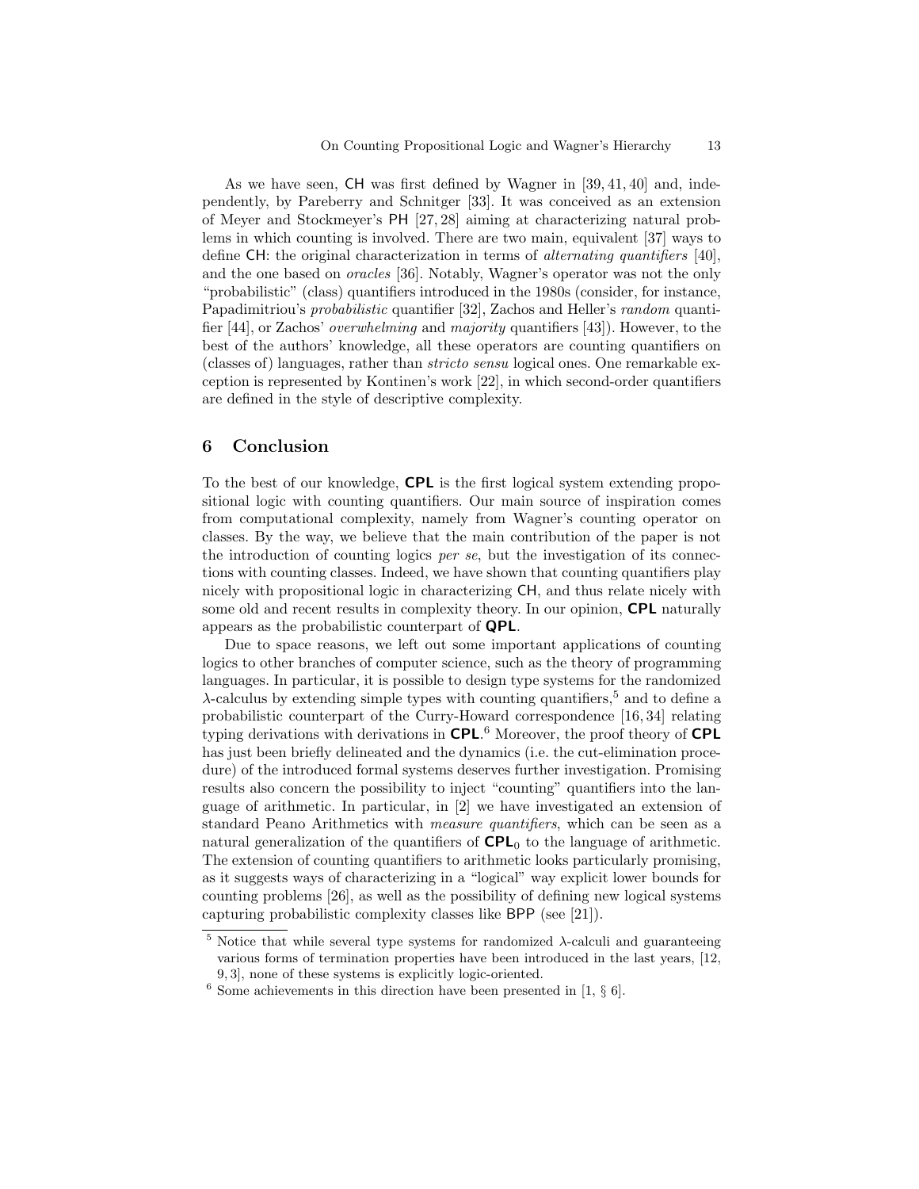As we have seen, CH was first defined by Wagner in [39, 41, 40] and, independently, by Pareberry and Schnitger [33]. It was conceived as an extension of Meyer and Stockmeyer's PH [27, 28] aiming at characterizing natural problems in which counting is involved. There are two main, equivalent [37] ways to define CH: the original characterization in terms of *alternating quantifiers* [40], and the one based on *oracles* [36]. Notably, Wagner's operator was not the only "probabilistic" (class) quantifiers introduced in the 1980s (consider, for instance, Papadimitriou's *probabilistic* quantifier [32], Zachos and Heller's *random* quantifier [44], or Zachos' *overwhelming* and *majority* quantifiers [43]). However, to the best of the authors' knowledge, all these operators are counting quantifiers on (classes of) languages, rather than *stricto sensu* logical ones. One remarkable exception is represented by Kontinen's work [22], in which second-order quantifiers are defined in the style of descriptive complexity.

## 6 Conclusion

To the best of our knowledge, **CPL** is the first logical system extending propositional logic with counting quantifiers. Our main source of inspiration comes from computational complexity, namely from Wagner's counting operator on classes. By the way, we believe that the main contribution of the paper is not the introduction of counting logics *per se*, but the investigation of its connections with counting classes. Indeed, we have shown that counting quantifiers play nicely with propositional logic in characterizing CH, and thus relate nicely with some old and recent results in complexity theory. In our opinion, **CPL** naturally appears as the probabilistic counterpart of **QPL**.

Due to space reasons, we left out some important applications of counting logics to other branches of computer science, such as the theory of programming languages. In particular, it is possible to design type systems for the randomized $\lambda$-calculus by extending simple types with counting quantifiers,[5] and to define a probabilistic counterpart of the Curry-Howard correspondence [16, 34] relating typing derivations with derivations in **CPL**.[6] Moreover, the proof theory of **CPL** has just been briefly delineated and the dynamics (i.e. the cut-elimination procedure) of the introduced formal systems deserves further investigation. Promising results also concern the possibility to inject "counting" quantifiers into the language of arithmetic. In particular, in [2] we have investigated an extension of standard Peano Arithmetics with *measure quantifiers*, which can be seen as a natural generalization of the quantifiers of $\mathbf{CPL}_0$ to the language of arithmetic. The extension of counting quantifiers to arithmetic looks particularly promising, as it suggests ways of characterizing in a "logical" way explicit lower bounds for counting problems [26], as well as the possibility of defining new logical systems capturing probabilistic complexity classes like BPP (see [21]).

---

[5] Notice that while several type systems for randomized $\lambda$-calculi and guaranteeing various forms of termination properties have been introduced in the last years, [12, 9, 3], none of these systems is explicitly logic-oriented.

[6] Some achievements in this direction have been presented in [1, § 6].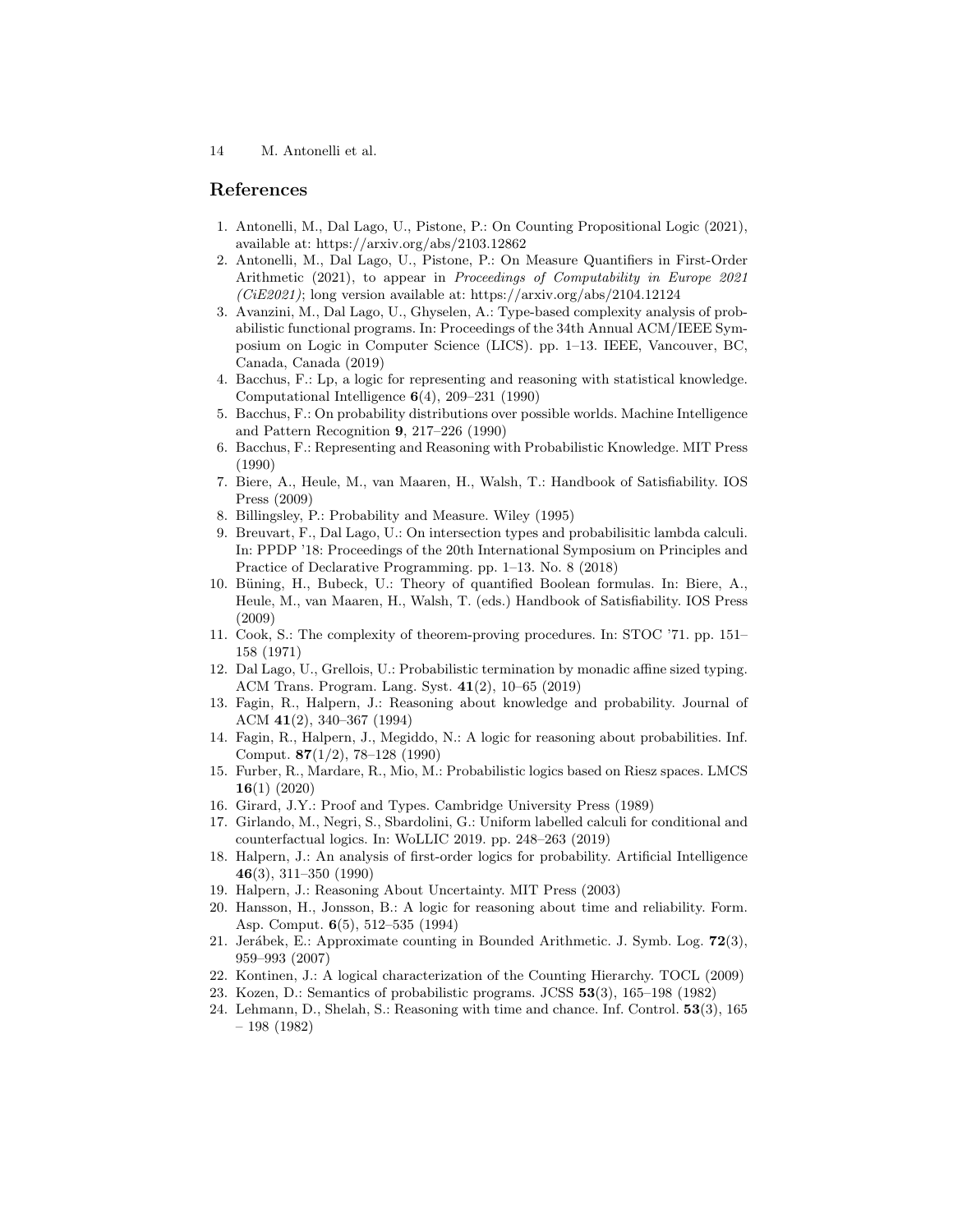## References

1. Antonelli, M., Dal Lago, U., Pistone, P.: On Counting Propositional Logic (2021), available at: https://arxiv.org/abs/2103.12862
2. Antonelli, M., Dal Lago, U., Pistone, P.: On Measure Quantifiers in First-Order Arithmetic (2021), to appear in *Proceedings of Computability in Europe 2021 (CiE2021)*; long version available at: https://arxiv.org/abs/2104.12124
3. Avanzini, M., Dal Lago, U., Ghyselen, A.: Type-based complexity analysis of probabilistic functional programs. In: Proceedings of the 34th Annual ACM/IEEE Symposium on Logic in Computer Science (LICS). pp. 1–13. IEEE, Vancouver, BC, Canada, Canada (2019)
4. Bacchus, F.: Lp, a logic for representing and reasoning with statistical knowledge. Computational Intelligence **6**(4), 209–231 (1990)
5. Bacchus, F.: On probability distributions over possible worlds. Machine Intelligence and Pattern Recognition **9**, 217–226 (1990)
6. Bacchus, F.: Representing and Reasoning with Probabilistic Knowledge. MIT Press (1990)
7. Biere, A., Heule, M., van Maaren, H., Walsh, T.: Handbook of Satisfiability. IOS Press (2009)
8. Billingsley, P.: Probability and Measure. Wiley (1995)
9. Breuvart, F., Dal Lago, U.: On intersection types and probabilisitic lambda calculi. In: PPDP '18: Proceedings of the 20th International Symposium on Principles and Practice of Declarative Programming. pp. 1–13. No. 8 (2018)
10. Büning, H., Bubeck, U.: Theory of quantified Boolean formulas. In: Biere, A., Heule, M., van Maaren, H., Walsh, T. (eds.) Handbook of Satisfiability. IOS Press (2009)
11. Cook, S.: The complexity of theorem-proving procedures. In: STOC '71. pp. 151–158 (1971)
12. Dal Lago, U., Grellois, U.: Probabilistic termination by monadic affine sized typing. ACM Trans. Program. Lang. Syst. **41**(2), 10–65 (2019)
13. Fagin, R., Halpern, J.: Reasoning about knowledge and probability. Journal of ACM **41**(2), 340–367 (1994)
14. Fagin, R., Halpern, J., Megiddo, N.: A logic for reasoning about probabilities. Inf. Comput. **87**(1/2), 78–128 (1990)
15. Furber, R., Mardare, R., Mio, M.: Probabilistic logics based on Riesz spaces. LMCS **16**(1) (2020)
16. Girard, J.Y.: Proof and Types. Cambridge University Press (1989)
17. Girlando, M., Negri, S., Sbardolini, G.: Uniform labelled calculi for conditional and counterfactual logics. In: WoLLIC 2019. pp. 248–263 (2019)
18. Halpern, J.: An analysis of first-order logics for probability. Artificial Intelligence **46**(3), 311–350 (1990)
19. Halpern, J.: Reasoning About Uncertainty. MIT Press (2003)
20. Hansson, H., Jonsson, B.: A logic for reasoning about time and reliability. Form. Asp. Comput. **6**(5), 512–535 (1994)
21. Jerábek, E.: Approximate counting in Bounded Arithmetic. J. Symb. Log. **72**(3), 959–993 (2007)
22. Kontinen, J.: A logical characterization of the Counting Hierarchy. TOCL (2009)
23. Kozen, D.: Semantics of probabilistic programs. JCSS **53**(3), 165–198 (1982)
24. Lehmann, D., Shelah, S.: Reasoning with time and chance. Inf. Control. **53**(3), 165 – 198 (1982)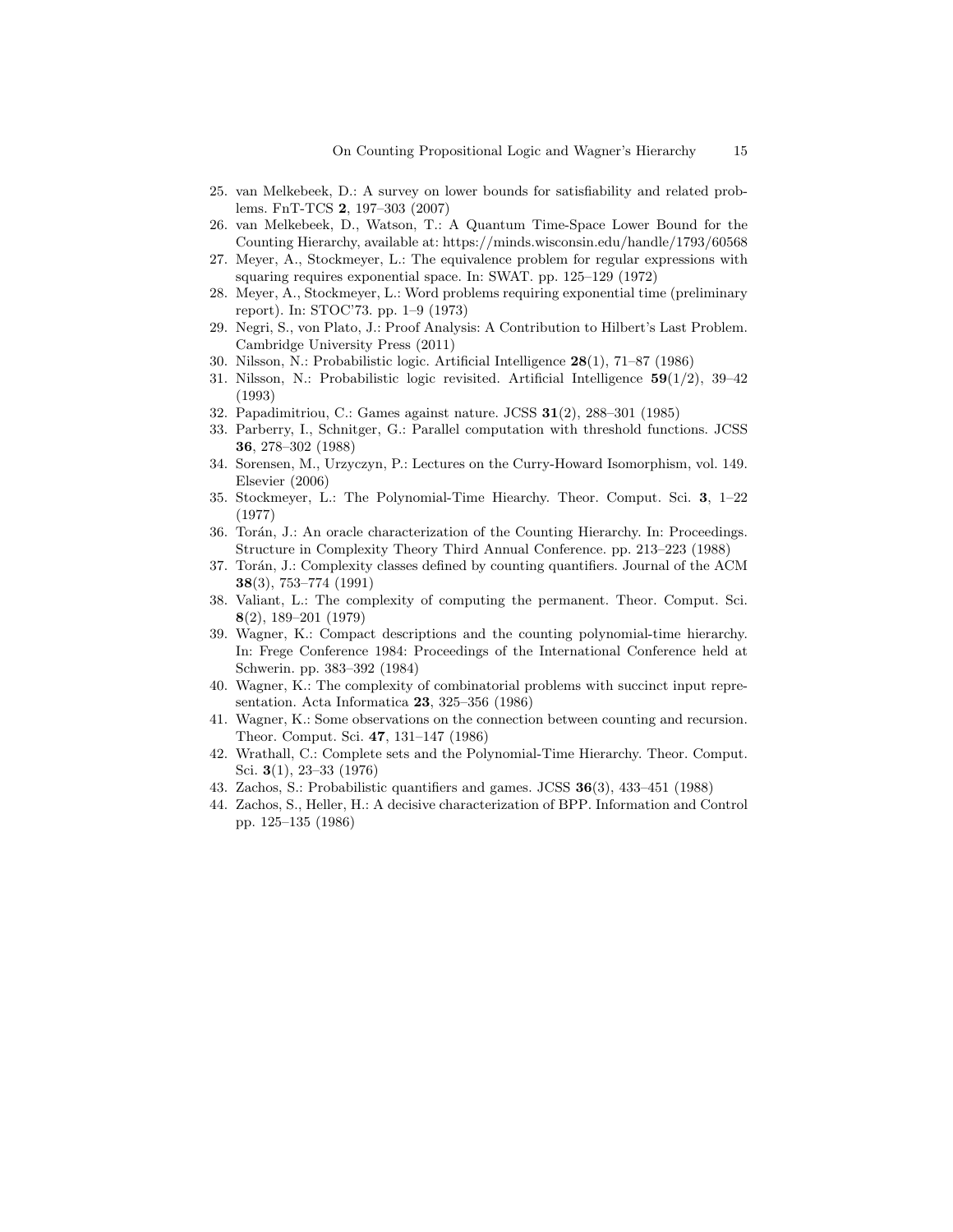25. van Melkebeek, D.: A survey on lower bounds for satisfiability and related problems. FnT-TCS **2**, 197–303 (2007)
26. van Melkebeek, D., Watson, T.: A Quantum Time-Space Lower Bound for the Counting Hierarchy, available at: https://minds.wisconsin.edu/handle/1793/60568
27. Meyer, A., Stockmeyer, L.: The equivalence problem for regular expressions with squaring requires exponential space. In: SWAT. pp. 125–129 (1972)
28. Meyer, A., Stockmeyer, L.: Word problems requiring exponential time (preliminary report). In: STOC'73. pp. 1–9 (1973)
29. Negri, S., von Plato, J.: Proof Analysis: A Contribution to Hilbert's Last Problem. Cambridge University Press (2011)
30. Nilsson, N.: Probabilistic logic. Artificial Intelligence **28**(1), 71–87 (1986)
31. Nilsson, N.: Probabilistic logic revisited. Artificial Intelligence **59**(1/2), 39–42 (1993)
32. Papadimitriou, C.: Games against nature. JCSS **31**(2), 288–301 (1985)
33. Parberry, I., Schnitger, G.: Parallel computation with threshold functions. JCSS **36**, 278–302 (1988)
34. Sorensen, M., Urzyczyn, P.: Lectures on the Curry-Howard Isomorphism, vol. 149. Elsevier (2006)
35. Stockmeyer, L.: The Polynomial-Time Hiearchy. Theor. Comput. Sci. **3**, 1–22 (1977)
36. Torán, J.: An oracle characterization of the Counting Hierarchy. In: Proceedings. Structure in Complexity Theory Third Annual Conference. pp. 213–223 (1988)
37. Torán, J.: Complexity classes defined by counting quantifiers. Journal of the ACM **38**(3), 753–774 (1991)
38. Valiant, L.: The complexity of computing the permanent. Theor. Comput. Sci. **8**(2), 189–201 (1979)
39. Wagner, K.: Compact descriptions and the counting polynomial-time hierarchy. In: Frege Conference 1984: Proceedings of the International Conference held at Schwerin. pp. 383–392 (1984)
40. Wagner, K.: The complexity of combinatorial problems with succinct input representation. Acta Informatica **23**, 325–356 (1986)
41. Wagner, K.: Some observations on the connection between counting and recursion. Theor. Comput. Sci. **47**, 131–147 (1986)
42. Wrathall, C.: Complete sets and the Polynomial-Time Hierarchy. Theor. Comput. Sci. **3**(1), 23–33 (1976)
43. Zachos, S.: Probabilistic quantifiers and games. JCSS **36**(3), 433–451 (1988)
44. Zachos, S., Heller, H.: A decisive characterization of BPP. Information and Control pp. 125–135 (1986)